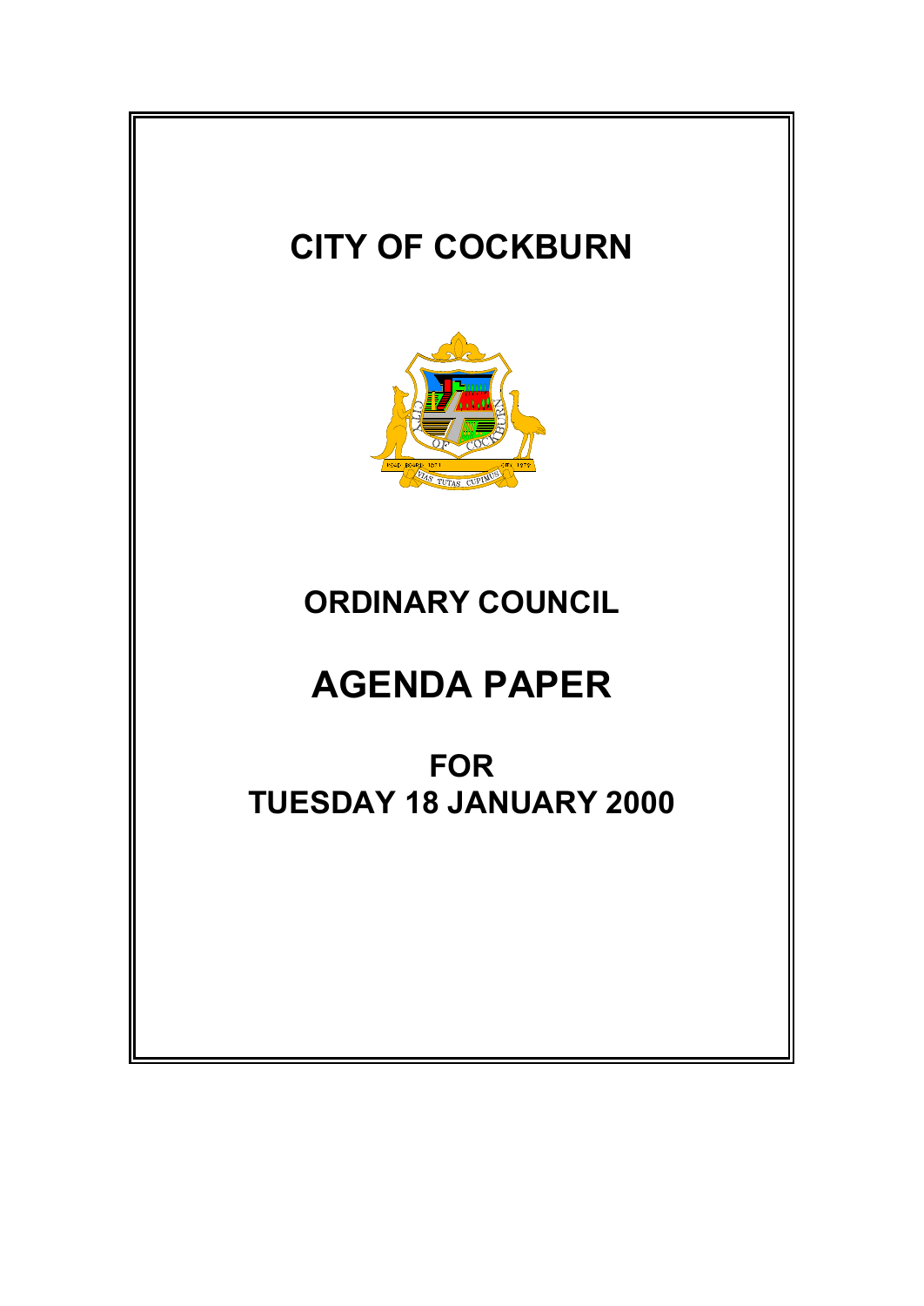# CITY OF COCKBURN

## ORDINARY COUNCIL

# AGENDA PAPER

## FOR
## TUESDAY 18 JANUARY 2000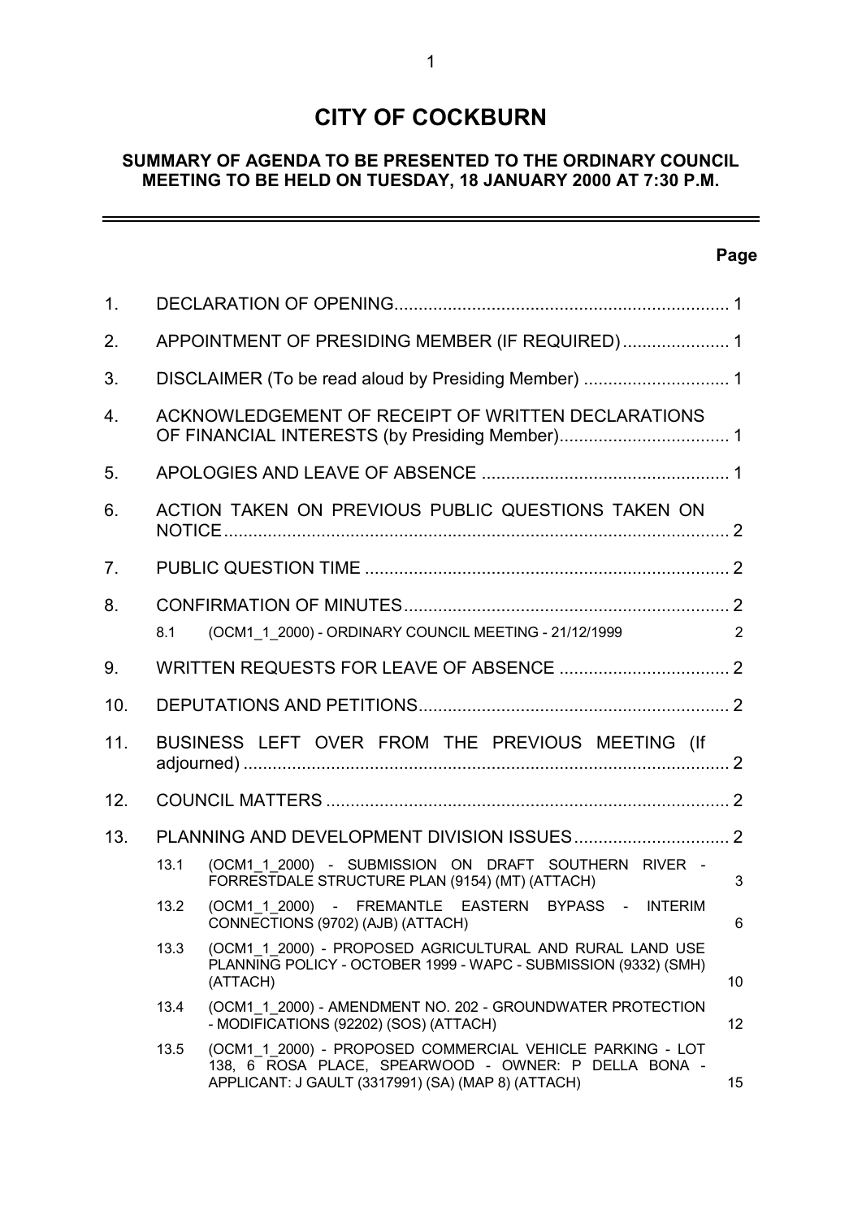# CITY OF COCKBURN

**SUMMARY OF AGENDA TO BE PRESENTED TO THE ORDINARY COUNCIL MEETING TO BE HELD ON TUESDAY, 18 JANUARY 2000 AT 7:30 P.M.**

| | | Page |
|---|---|---|
| 1. | DECLARATION OF OPENING | 1 |
| 2. | APPOINTMENT OF PRESIDING MEMBER (IF REQUIRED) | 1 |
| 3. | DISCLAIMER (To be read aloud by Presiding Member) | 1 |
| 4. | ACKNOWLEDGEMENT OF RECEIPT OF WRITTEN DECLARATIONS OF FINANCIAL INTERESTS (by Presiding Member) | 1 |
| 5. | APOLOGIES AND LEAVE OF ABSENCE | 1 |
| 6. | ACTION TAKEN ON PREVIOUS PUBLIC QUESTIONS TAKEN ON NOTICE | 2 |
| 7. | PUBLIC QUESTION TIME | 2 |
| 8. | CONFIRMATION OF MINUTES | 2 |
| 8.1 | (OCM1_1_2000) - ORDINARY COUNCIL MEETING - 21/12/1999 | 2 |
| 9. | WRITTEN REQUESTS FOR LEAVE OF ABSENCE | 2 |
| 10. | DEPUTATIONS AND PETITIONS | 2 |
| 11. | BUSINESS LEFT OVER FROM THE PREVIOUS MEETING (If adjourned) | 2 |
| 12. | COUNCIL MATTERS | 2 |
| 13. | PLANNING AND DEVELOPMENT DIVISION ISSUES | 2 |
| 13.1 | (OCM1_1_2000) - SUBMISSION ON DRAFT SOUTHERN RIVER - FORRESTDALE STRUCTURE PLAN (9154) (MT) (ATTACH) | 3 |
| 13.2 | (OCM1_1_2000) - FREMANTLE EASTERN BYPASS - INTERIM CONNECTIONS (9702) (AJB) (ATTACH) | 6 |
| 13.3 | (OCM1_1_2000) - PROPOSED AGRICULTURAL AND RURAL LAND USE PLANNING POLICY - OCTOBER 1999 - WAPC - SUBMISSION (9332) (SMH) (ATTACH) | 10 |
| 13.4 | (OCM1_1_2000) - AMENDMENT NO. 202 - GROUNDWATER PROTECTION - MODIFICATIONS (92202) (SOS) (ATTACH) | 12 |
| 13.5 | (OCM1_1_2000) - PROPOSED COMMERCIAL VEHICLE PARKING - LOT 138, 6 ROSA PLACE, SPEARWOOD - OWNER: P DELLA BONA - APPLICANT: J GAULT (3317991) (SA) (MAP 8) (ATTACH) | 15 |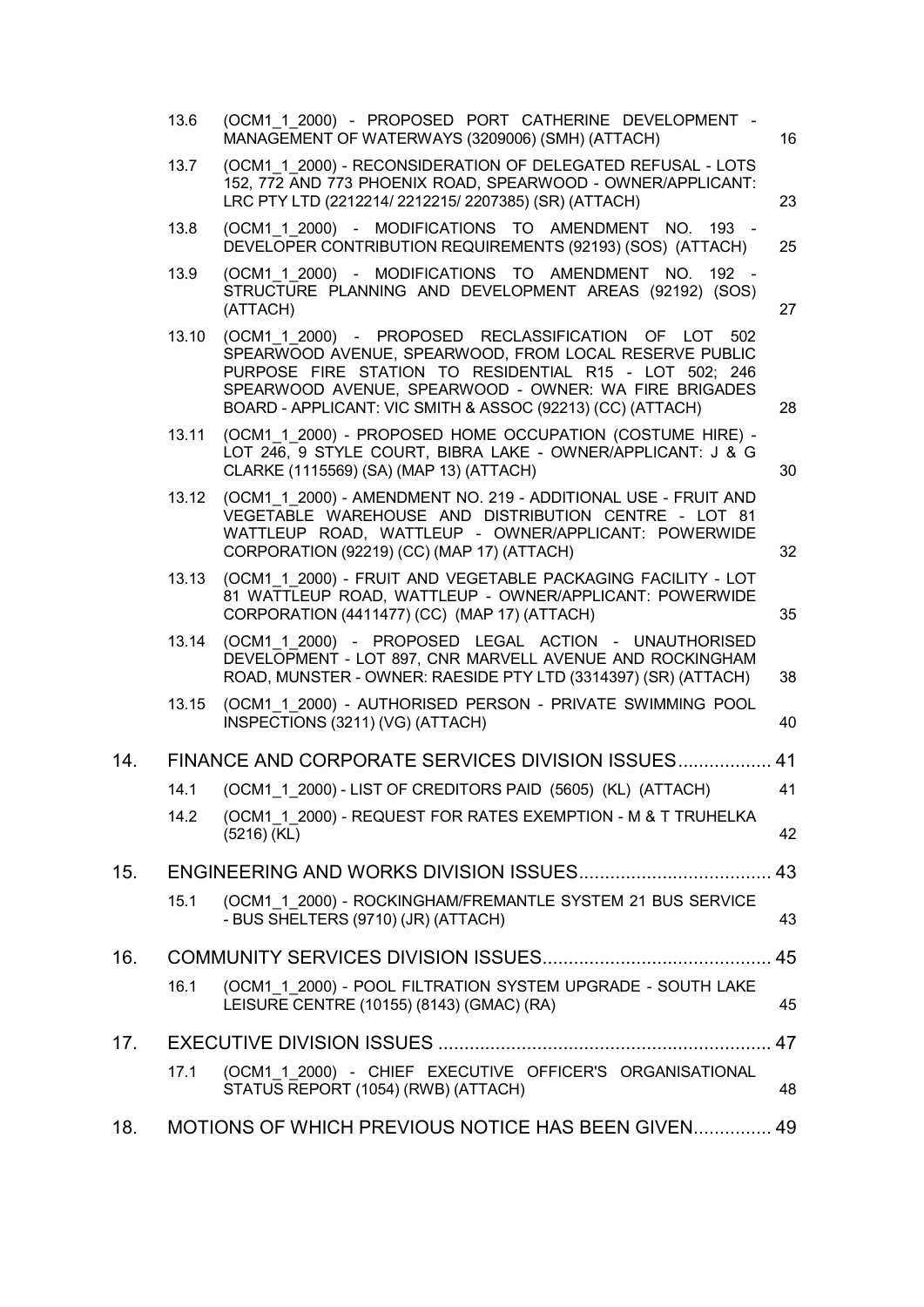| | | |
|---|---|---|
| 13.6 | (OCM1_1_2000) - PROPOSED PORT CATHERINE DEVELOPMENT - MANAGEMENT OF WATERWAYS (3209006) (SMH) (ATTACH) | 16 |
| 13.7 | (OCM1_1_2000) - RECONSIDERATION OF DELEGATED REFUSAL - LOTS 152, 772 AND 773 PHOENIX ROAD, SPEARWOOD - OWNER/APPLICANT: LRC PTY LTD (2212214/ 2212215/ 2207385) (SR) (ATTACH) | 23 |
| 13.8 | (OCM1_1_2000) - MODIFICATIONS TO AMENDMENT NO. 193 - DEVELOPER CONTRIBUTION REQUIREMENTS (92193) (SOS) (ATTACH) | 25 |
| 13.9 | (OCM1_1_2000) - MODIFICATIONS TO AMENDMENT NO. 192 - STRUCTURE PLANNING AND DEVELOPMENT AREAS (92192) (SOS) (ATTACH) | 27 |
| 13.10 | (OCM1_1_2000) - PROPOSED RECLASSIFICATION OF LOT 502 SPEARWOOD AVENUE, SPEARWOOD, FROM LOCAL RESERVE PUBLIC PURPOSE FIRE STATION TO RESIDENTIAL R15 - LOT 502; 246 SPEARWOOD AVENUE, SPEARWOOD - OWNER: WA FIRE BRIGADES BOARD - APPLICANT: VIC SMITH & ASSOC (92213) (CC) (ATTACH) | 28 |
| 13.11 | (OCM1_1_2000) - PROPOSED HOME OCCUPATION (COSTUME HIRE) - LOT 246, 9 STYLE COURT, BIBRA LAKE - OWNER/APPLICANT: J & G CLARKE (1115569) (SA) (MAP 13) (ATTACH) | 30 |
| 13.12 | (OCM1_1_2000) - AMENDMENT NO. 219 - ADDITIONAL USE - FRUIT AND VEGETABLE WAREHOUSE AND DISTRIBUTION CENTRE - LOT 81 WATTLEUP ROAD, WATTLEUP - OWNER/APPLICANT: POWERWIDE CORPORATION (92219) (CC) (MAP 17) (ATTACH) | 32 |
| 13.13 | (OCM1_1_2000) - FRUIT AND VEGETABLE PACKAGING FACILITY - LOT 81 WATTLEUP ROAD, WATTLEUP - OWNER/APPLICANT: POWERWIDE CORPORATION (4411477) (CC) (MAP 17) (ATTACH) | 35 |
| 13.14 | (OCM1_1_2000) - PROPOSED LEGAL ACTION - UNAUTHORISED DEVELOPMENT - LOT 897, CNR MARVELL AVENUE AND ROCKINGHAM ROAD, MUNSTER - OWNER: RAESIDE PTY LTD (3314397) (SR) (ATTACH) | 38 |
| 13.15 | (OCM1_1_2000) - AUTHORISED PERSON - PRIVATE SWIMMING POOL INSPECTIONS (3211) (VG) (ATTACH) | 40 |

## 14. FINANCE AND CORPORATE SERVICES DIVISION ISSUES .................. 41

| | | |
|---|---|---|
| 14.1 | (OCM1_1_2000) - LIST OF CREDITORS PAID (5605) (KL) (ATTACH) | 41 |
| 14.2 | (OCM1_1_2000) - REQUEST FOR RATES EXEMPTION - M & T TRUHELKA (5216) (KL) | 42 |

## 15. ENGINEERING AND WORKS DIVISION ISSUES ..................................... 43

| | | |
|---|---|---|
| 15.1 | (OCM1_1_2000) - ROCKINGHAM/FREMANTLE SYSTEM 21 BUS SERVICE - BUS SHELTERS (9710) (JR) (ATTACH) | 43 |

## 16. COMMUNITY SERVICES DIVISION ISSUES ............................................ 45

| | | |
|---|---|---|
| 16.1 | (OCM1_1_2000) - POOL FILTRATION SYSTEM UPGRADE - SOUTH LAKE LEISURE CENTRE (10155) (8143) (GMAC) (RA) | 45 |

## 17. EXECUTIVE DIVISION ISSUES ................................................................ 47

| | | |
|---|---|---|
| 17.1 | (OCM1_1_2000) - CHIEF EXECUTIVE OFFICER'S ORGANISATIONAL STATUS REPORT (1054) (RWB) (ATTACH) | 48 |

## 18. MOTIONS OF WHICH PREVIOUS NOTICE HAS BEEN GIVEN............... 49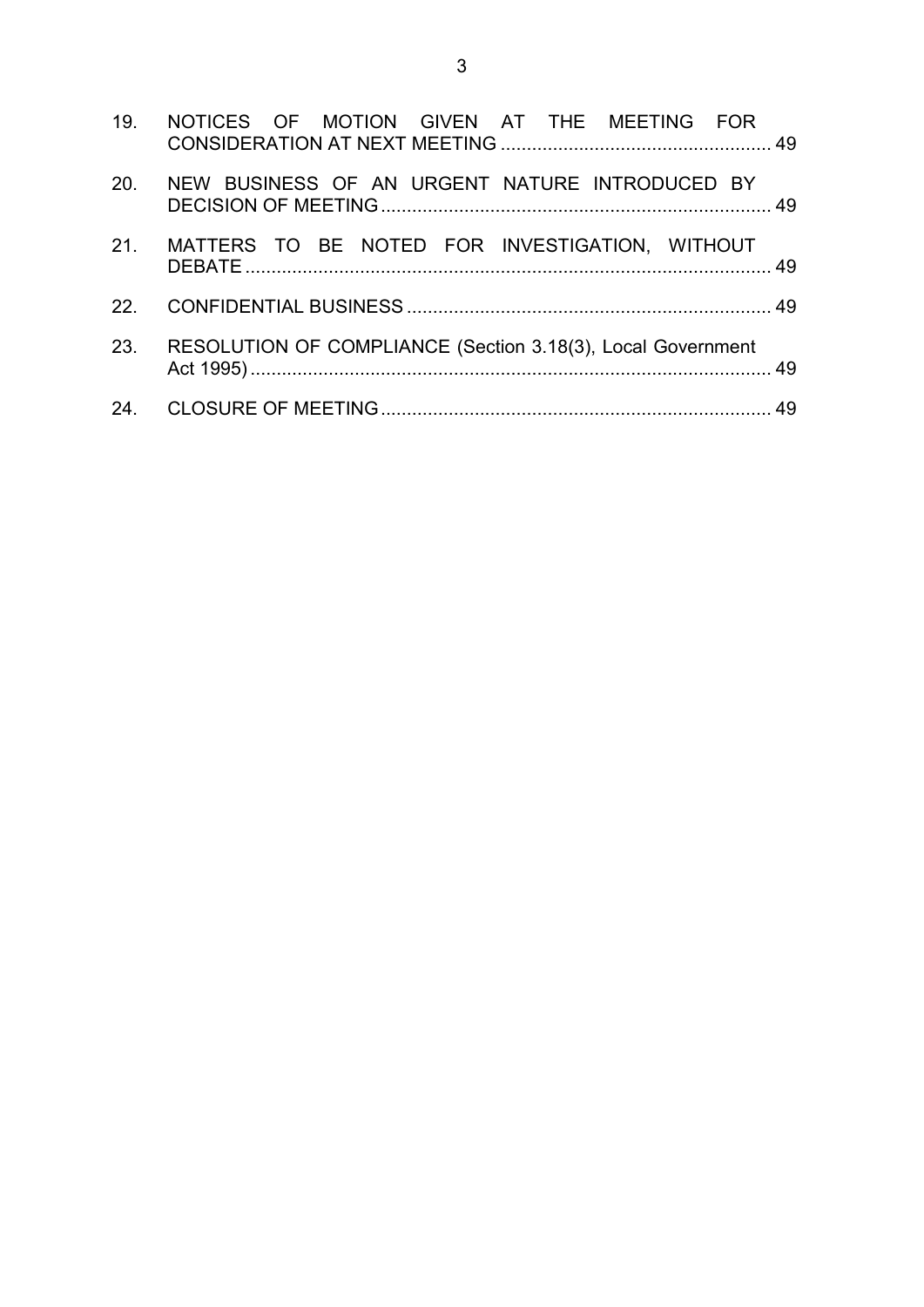| | | |
|---|---|---|
| 19. | NOTICES OF MOTION GIVEN AT THE MEETING FOR CONSIDERATION AT NEXT MEETING | 49 |
| 20. | NEW BUSINESS OF AN URGENT NATURE INTRODUCED BY DECISION OF MEETING | 49 |
| 21. | MATTERS TO BE NOTED FOR INVESTIGATION, WITHOUT DEBATE | 49 |
| 22. | CONFIDENTIAL BUSINESS | 49 |
| 23. | RESOLUTION OF COMPLIANCE (Section 3.18(3), Local Government Act 1995) | 49 |
| 24. | CLOSURE OF MEETING | 49 |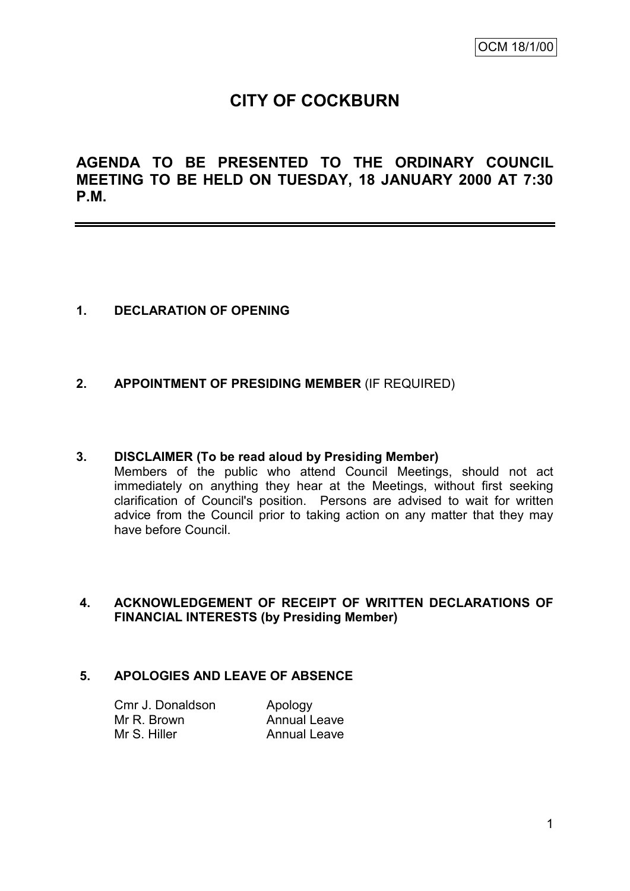OCM 18/1/00

# CITY OF COCKBURN

## AGENDA TO BE PRESENTED TO THE ORDINARY COUNCIL MEETING TO BE HELD ON TUESDAY, 18 JANUARY 2000 AT 7:30 P.M.

---

**1. DECLARATION OF OPENING**

**2. APPOINTMENT OF PRESIDING MEMBER** (IF REQUIRED)

**3. DISCLAIMER (To be read aloud by Presiding Member)**

Members of the public who attend Council Meetings, should not act immediately on anything they hear at the Meetings, without first seeking clarification of Council's position. Persons are advised to wait for written advice from the Council prior to taking action on any matter that they may have before Council.

**4. ACKNOWLEDGEMENT OF RECEIPT OF WRITTEN DECLARATIONS OF FINANCIAL INTERESTS (by Presiding Member)**

**5. APOLOGIES AND LEAVE OF ABSENCE**

| | |
|---|---|
| Cmr J. Donaldson | Apology |
| Mr R. Brown | Annual Leave |
| Mr S. Hiller | Annual Leave |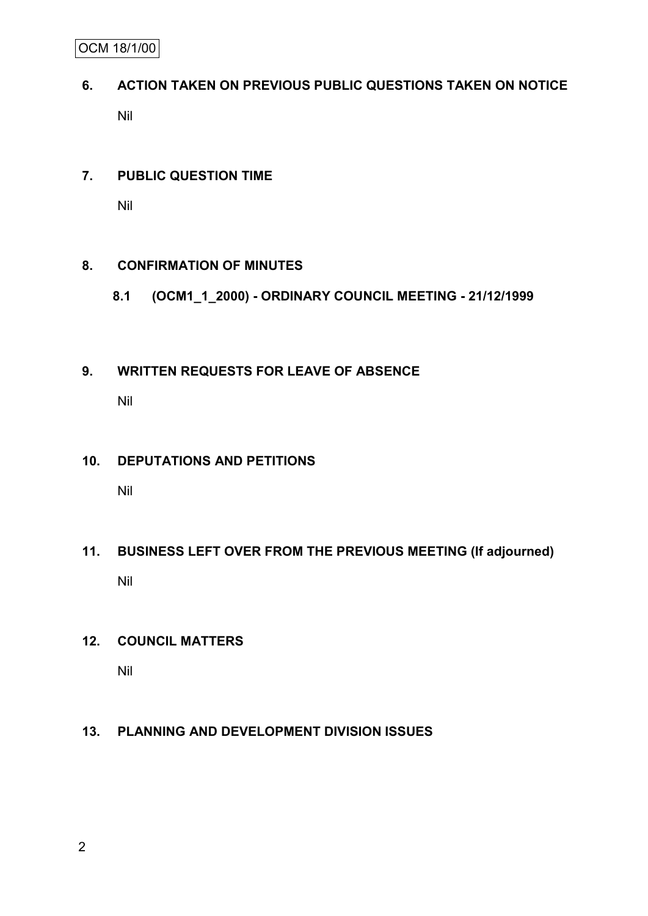## 6. ACTION TAKEN ON PREVIOUS PUBLIC QUESTIONS TAKEN ON NOTICE

Nil

## 7. PUBLIC QUESTION TIME

Nil

## 8. CONFIRMATION OF MINUTES

### 8.1 (OCM1_1_2000) - ORDINARY COUNCIL MEETING - 21/12/1999

## 9. WRITTEN REQUESTS FOR LEAVE OF ABSENCE

Nil

## 10. DEPUTATIONS AND PETITIONS

Nil

## 11. BUSINESS LEFT OVER FROM THE PREVIOUS MEETING (If adjourned)

Nil

## 12. COUNCIL MATTERS

Nil

## 13. PLANNING AND DEVELOPMENT DIVISION ISSUES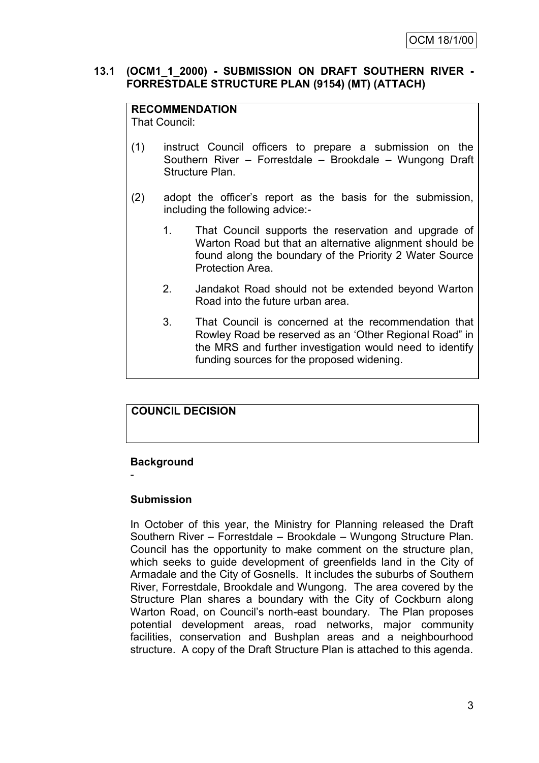## 13.1 (OCM1_1_2000) - SUBMISSION ON DRAFT SOUTHERN RIVER - FORRESTDALE STRUCTURE PLAN (9154) (MT) (ATTACH)

**RECOMMENDATION**

That Council:

(1) instruct Council officers to prepare a submission on the Southern River – Forrestdale – Brookdale – Wungong Draft Structure Plan.

(2) adopt the officer's report as the basis for the submission, including the following advice:-

1. That Council supports the reservation and upgrade of Warton Road but that an alternative alignment should be found along the boundary of the Priority 2 Water Source Protection Area.

2. Jandakot Road should not be extended beyond Warton Road into the future urban area.

3. That Council is concerned at the recommendation that Rowley Road be reserved as an 'Other Regional Road" in the MRS and further investigation would need to identify funding sources for the proposed widening.

**COUNCIL DECISION**

**Background**

-

**Submission**

In October of this year, the Ministry for Planning released the Draft Southern River – Forrestdale – Brookdale – Wungong Structure Plan. Council has the opportunity to make comment on the structure plan, which seeks to guide development of greenfields land in the City of Armadale and the City of Gosnells. It includes the suburbs of Southern River, Forrestdale, Brookdale and Wungong. The area covered by the Structure Plan shares a boundary with the City of Cockburn along Warton Road, on Council's north-east boundary. The Plan proposes potential development areas, road networks, major community facilities, conservation and Bushplan areas and a neighbourhood structure. A copy of the Draft Structure Plan is attached to this agenda.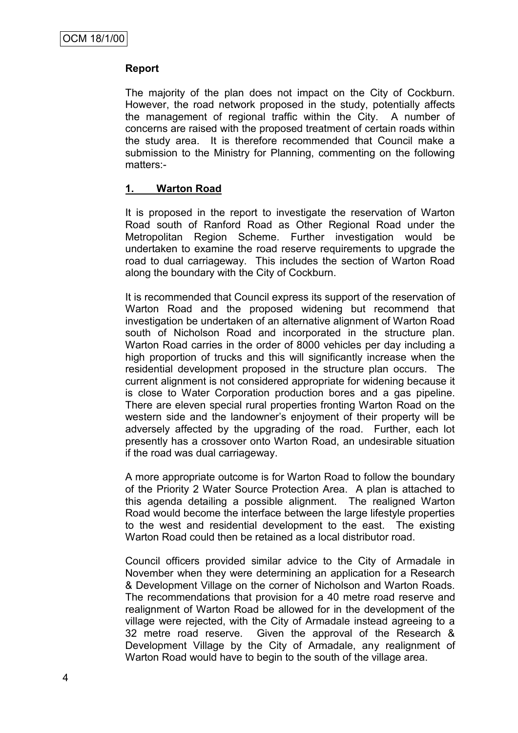## Report

The majority of the plan does not impact on the City of Cockburn. However, the road network proposed in the study, potentially affects the management of regional traffic within the City. A number of concerns are raised with the proposed treatment of certain roads within the study area. It is therefore recommended that Council make a submission to the Ministry for Planning, commenting on the following matters:-

### 1. Warton Road

It is proposed in the report to investigate the reservation of Warton Road south of Ranford Road as Other Regional Road under the Metropolitan Region Scheme. Further investigation would be undertaken to examine the road reserve requirements to upgrade the road to dual carriageway. This includes the section of Warton Road along the boundary with the City of Cockburn.

It is recommended that Council express its support of the reservation of Warton Road and the proposed widening but recommend that investigation be undertaken of an alternative alignment of Warton Road south of Nicholson Road and incorporated in the structure plan. Warton Road carries in the order of 8000 vehicles per day including a high proportion of trucks and this will significantly increase when the residential development proposed in the structure plan occurs. The current alignment is not considered appropriate for widening because it is close to Water Corporation production bores and a gas pipeline. There are eleven special rural properties fronting Warton Road on the western side and the landowner's enjoyment of their property will be adversely affected by the upgrading of the road. Further, each lot presently has a crossover onto Warton Road, an undesirable situation if the road was dual carriageway.

A more appropriate outcome is for Warton Road to follow the boundary of the Priority 2 Water Source Protection Area. A plan is attached to this agenda detailing a possible alignment. The realigned Warton Road would become the interface between the large lifestyle properties to the west and residential development to the east. The existing Warton Road could then be retained as a local distributor road.

Council officers provided similar advice to the City of Armadale in November when they were determining an application for a Research & Development Village on the corner of Nicholson and Warton Roads. The recommendations that provision for a 40 metre road reserve and realignment of Warton Road be allowed for in the development of the village were rejected, with the City of Armadale instead agreeing to a 32 metre road reserve. Given the approval of the Research & Development Village by the City of Armadale, any realignment of Warton Road would have to begin to the south of the village area.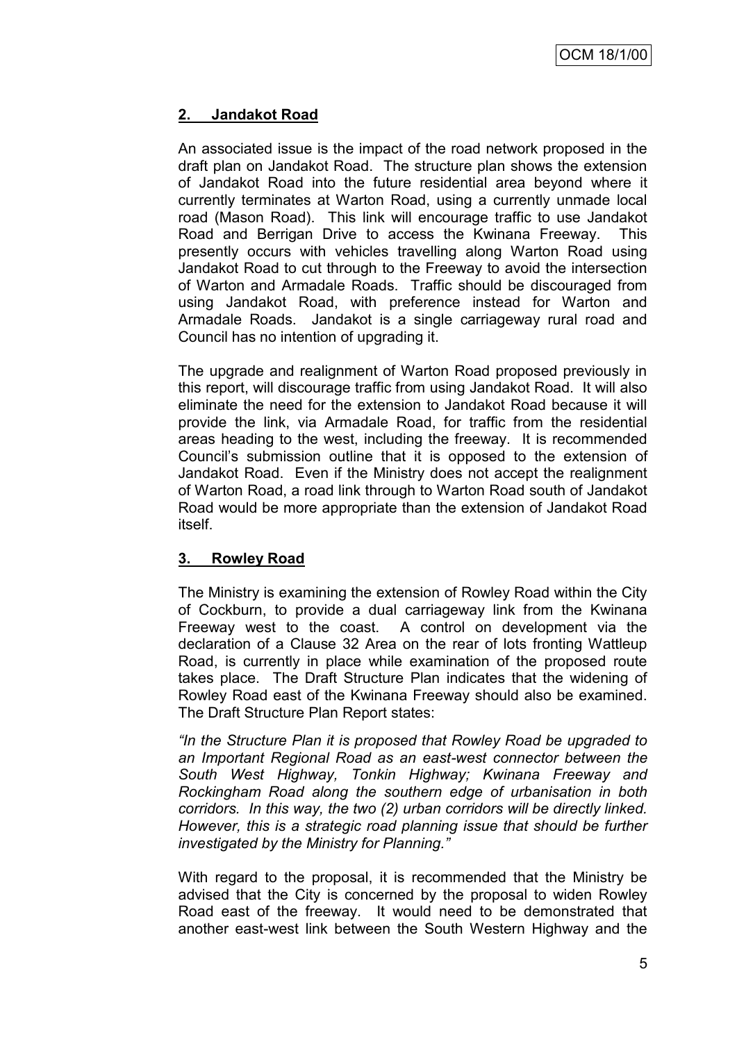## 2. Jandakot Road

An associated issue is the impact of the road network proposed in the draft plan on Jandakot Road. The structure plan shows the extension of Jandakot Road into the future residential area beyond where it currently terminates at Warton Road, using a currently unmade local road (Mason Road). This link will encourage traffic to use Jandakot Road and Berrigan Drive to access the Kwinana Freeway. This presently occurs with vehicles travelling along Warton Road using Jandakot Road to cut through to the Freeway to avoid the intersection of Warton and Armadale Roads. Traffic should be discouraged from using Jandakot Road, with preference instead for Warton and Armadale Roads. Jandakot is a single carriageway rural road and Council has no intention of upgrading it.

The upgrade and realignment of Warton Road proposed previously in this report, will discourage traffic from using Jandakot Road. It will also eliminate the need for the extension to Jandakot Road because it will provide the link, via Armadale Road, for traffic from the residential areas heading to the west, including the freeway. It is recommended Council's submission outline that it is opposed to the extension of Jandakot Road. Even if the Ministry does not accept the realignment of Warton Road, a road link through to Warton Road south of Jandakot Road would be more appropriate than the extension of Jandakot Road itself.

## 3. Rowley Road

The Ministry is examining the extension of Rowley Road within the City of Cockburn, to provide a dual carriageway link from the Kwinana Freeway west to the coast. A control on development via the declaration of a Clause 32 Area on the rear of lots fronting Wattleup Road, is currently in place while examination of the proposed route takes place. The Draft Structure Plan indicates that the widening of Rowley Road east of the Kwinana Freeway should also be examined. The Draft Structure Plan Report states:

*"In the Structure Plan it is proposed that Rowley Road be upgraded to an Important Regional Road as an east-west connector between the South West Highway, Tonkin Highway; Kwinana Freeway and Rockingham Road along the southern edge of urbanisation in both corridors. In this way, the two (2) urban corridors will be directly linked. However, this is a strategic road planning issue that should be further investigated by the Ministry for Planning."*

With regard to the proposal, it is recommended that the Ministry be advised that the City is concerned by the proposal to widen Rowley Road east of the freeway. It would need to be demonstrated that another east-west link between the South Western Highway and the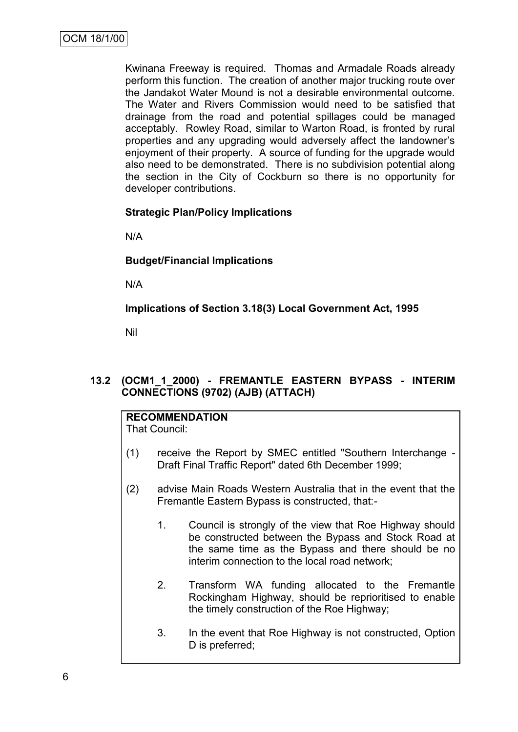Kwinana Freeway is required. Thomas and Armadale Roads already perform this function. The creation of another major trucking route over the Jandakot Water Mound is not a desirable environmental outcome. The Water and Rivers Commission would need to be satisfied that drainage from the road and potential spillages could be managed acceptably. Rowley Road, similar to Warton Road, is fronted by rural properties and any upgrading would adversely affect the landowner's enjoyment of their property. A source of funding for the upgrade would also need to be demonstrated. There is no subdivision potential along the section in the City of Cockburn so there is no opportunity for developer contributions.

**Strategic Plan/Policy Implications**

N/A

**Budget/Financial Implications**

N/A

**Implications of Section 3.18(3) Local Government Act, 1995**

Nil

## 13.2 (OCM1_1_2000) - FREMANTLE EASTERN BYPASS - INTERIM CONNECTIONS (9702) (AJB) (ATTACH)

**RECOMMENDATION**
That Council:

(1) receive the Report by SMEC entitled "Southern Interchange - Draft Final Traffic Report" dated 6th December 1999;

(2) advise Main Roads Western Australia that in the event that the Fremantle Eastern Bypass is constructed, that:-

1. Council is strongly of the view that Roe Highway should be constructed between the Bypass and Stock Road at the same time as the Bypass and there should be no interim connection to the local road network;

2. Transform WA funding allocated to the Fremantle Rockingham Highway, should be reprioritised to enable the timely construction of the Roe Highway;

3. In the event that Roe Highway is not constructed, Option D is preferred;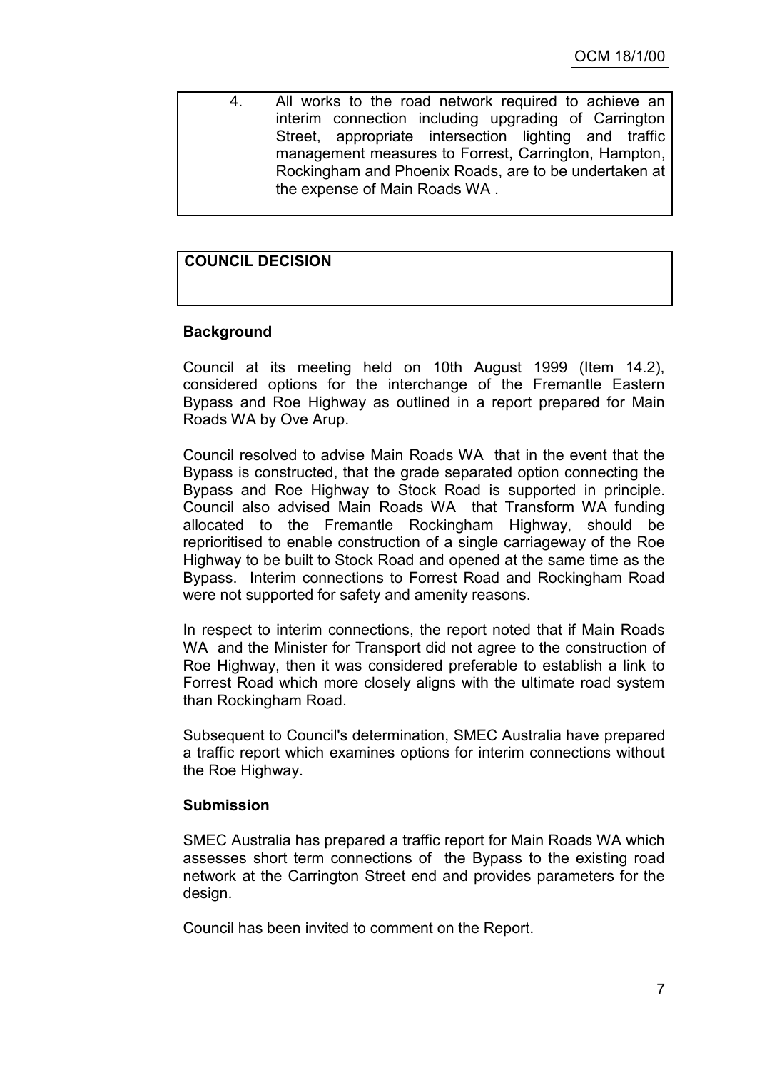4. All works to the road network required to achieve an interim connection including upgrading of Carrington Street, appropriate intersection lighting and traffic management measures to Forrest, Carrington, Hampton, Rockingham and Phoenix Roads, are to be undertaken at the expense of Main Roads WA .

**COUNCIL DECISION**

**Background**

Council at its meeting held on 10th August 1999 (Item 14.2), considered options for the interchange of the Fremantle Eastern Bypass and Roe Highway as outlined in a report prepared for Main Roads WA by Ove Arup.

Council resolved to advise Main Roads WA that in the event that the Bypass is constructed, that the grade separated option connecting the Bypass and Roe Highway to Stock Road is supported in principle. Council also advised Main Roads WA that Transform WA funding allocated to the Fremantle Rockingham Highway, should be reprioritised to enable construction of a single carriageway of the Roe Highway to be built to Stock Road and opened at the same time as the Bypass. Interim connections to Forrest Road and Rockingham Road were not supported for safety and amenity reasons.

In respect to interim connections, the report noted that if Main Roads WA and the Minister for Transport did not agree to the construction of Roe Highway, then it was considered preferable to establish a link to Forrest Road which more closely aligns with the ultimate road system than Rockingham Road.

Subsequent to Council's determination, SMEC Australia have prepared a traffic report which examines options for interim connections without the Roe Highway.

**Submission**

SMEC Australia has prepared a traffic report for Main Roads WA which assesses short term connections of the Bypass to the existing road network at the Carrington Street end and provides parameters for the design.

Council has been invited to comment on the Report.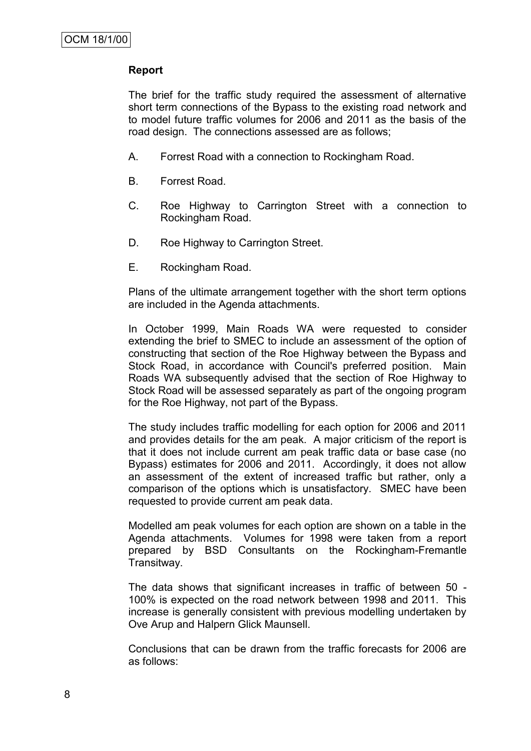**Report**

The brief for the traffic study required the assessment of alternative short term connections of the Bypass to the existing road network and to model future traffic volumes for 2006 and 2011 as the basis of the road design. The connections assessed are as follows;

A. Forrest Road with a connection to Rockingham Road.

B. Forrest Road.

C. Roe Highway to Carrington Street with a connection to Rockingham Road.

D. Roe Highway to Carrington Street.

E. Rockingham Road.

Plans of the ultimate arrangement together with the short term options are included in the Agenda attachments.

In October 1999, Main Roads WA were requested to consider extending the brief to SMEC to include an assessment of the option of constructing that section of the Roe Highway between the Bypass and Stock Road, in accordance with Council's preferred position. Main Roads WA subsequently advised that the section of Roe Highway to Stock Road will be assessed separately as part of the ongoing program for the Roe Highway, not part of the Bypass.

The study includes traffic modelling for each option for 2006 and 2011 and provides details for the am peak. A major criticism of the report is that it does not include current am peak traffic data or base case (no Bypass) estimates for 2006 and 2011. Accordingly, it does not allow an assessment of the extent of increased traffic but rather, only a comparison of the options which is unsatisfactory. SMEC have been requested to provide current am peak data.

Modelled am peak volumes for each option are shown on a table in the Agenda attachments. Volumes for 1998 were taken from a report prepared by BSD Consultants on the Rockingham-Fremantle Transitway.

The data shows that significant increases in traffic of between 50 - 100% is expected on the road network between 1998 and 2011. This increase is generally consistent with previous modelling undertaken by Ove Arup and Halpern Glick Maunsell.

Conclusions that can be drawn from the traffic forecasts for 2006 are as follows: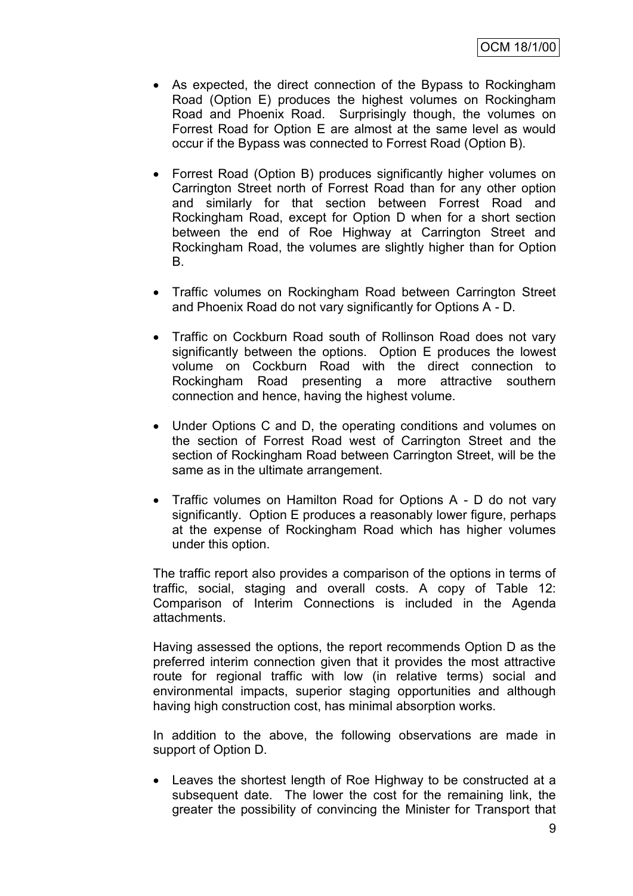- As expected, the direct connection of the Bypass to Rockingham Road (Option E) produces the highest volumes on Rockingham Road and Phoenix Road. Surprisingly though, the volumes on Forrest Road for Option E are almost at the same level as would occur if the Bypass was connected to Forrest Road (Option B).

- Forrest Road (Option B) produces significantly higher volumes on Carrington Street north of Forrest Road than for any other option and similarly for that section between Forrest Road and Rockingham Road, except for Option D when for a short section between the end of Roe Highway at Carrington Street and Rockingham Road, the volumes are slightly higher than for Option B.

- Traffic volumes on Rockingham Road between Carrington Street and Phoenix Road do not vary significantly for Options A - D.

- Traffic on Cockburn Road south of Rollinson Road does not vary significantly between the options. Option E produces the lowest volume on Cockburn Road with the direct connection to Rockingham Road presenting a more attractive southern connection and hence, having the highest volume.

- Under Options C and D, the operating conditions and volumes on the section of Forrest Road west of Carrington Street and the section of Rockingham Road between Carrington Street, will be the same as in the ultimate arrangement.

- Traffic volumes on Hamilton Road for Options A - D do not vary significantly. Option E produces a reasonably lower figure, perhaps at the expense of Rockingham Road which has higher volumes under this option.

The traffic report also provides a comparison of the options in terms of traffic, social, staging and overall costs. A copy of Table 12: Comparison of Interim Connections is included in the Agenda attachments.

Having assessed the options, the report recommends Option D as the preferred interim connection given that it provides the most attractive route for regional traffic with low (in relative terms) social and environmental impacts, superior staging opportunities and although having high construction cost, has minimal absorption works.

In addition to the above, the following observations are made in support of Option D.

- Leaves the shortest length of Roe Highway to be constructed at a subsequent date. The lower the cost for the remaining link, the greater the possibility of convincing the Minister for Transport that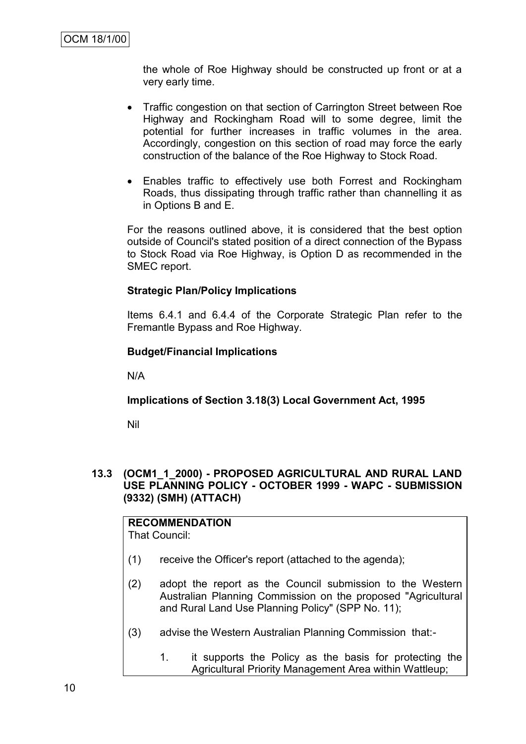the whole of Roe Highway should be constructed up front or at a very early time.

- Traffic congestion on that section of Carrington Street between Roe Highway and Rockingham Road will to some degree, limit the potential for further increases in traffic volumes in the area. Accordingly, congestion on this section of road may force the early construction of the balance of the Roe Highway to Stock Road.
- Enables traffic to effectively use both Forrest and Rockingham Roads, thus dissipating through traffic rather than channelling it as in Options B and E.

For the reasons outlined above, it is considered that the best option outside of Council's stated position of a direct connection of the Bypass to Stock Road via Roe Highway, is Option D as recommended in the SMEC report.

**Strategic Plan/Policy Implications**

Items 6.4.1 and 6.4.4 of the Corporate Strategic Plan refer to the Fremantle Bypass and Roe Highway.

**Budget/Financial Implications**

N/A

**Implications of Section 3.18(3) Local Government Act, 1995**

Nil

### 13.3 (OCM1_1_2000) - PROPOSED AGRICULTURAL AND RURAL LAND USE PLANNING POLICY - OCTOBER 1999 - WAPC - SUBMISSION (9332) (SMH) (ATTACH)

**RECOMMENDATION**

That Council:

(1) receive the Officer's report (attached to the agenda);

(2) adopt the report as the Council submission to the Western Australian Planning Commission on the proposed "Agricultural and Rural Land Use Planning Policy" (SPP No. 11);

(3) advise the Western Australian Planning Commission that:-

1. it supports the Policy as the basis for protecting the Agricultural Priority Management Area within Wattleup;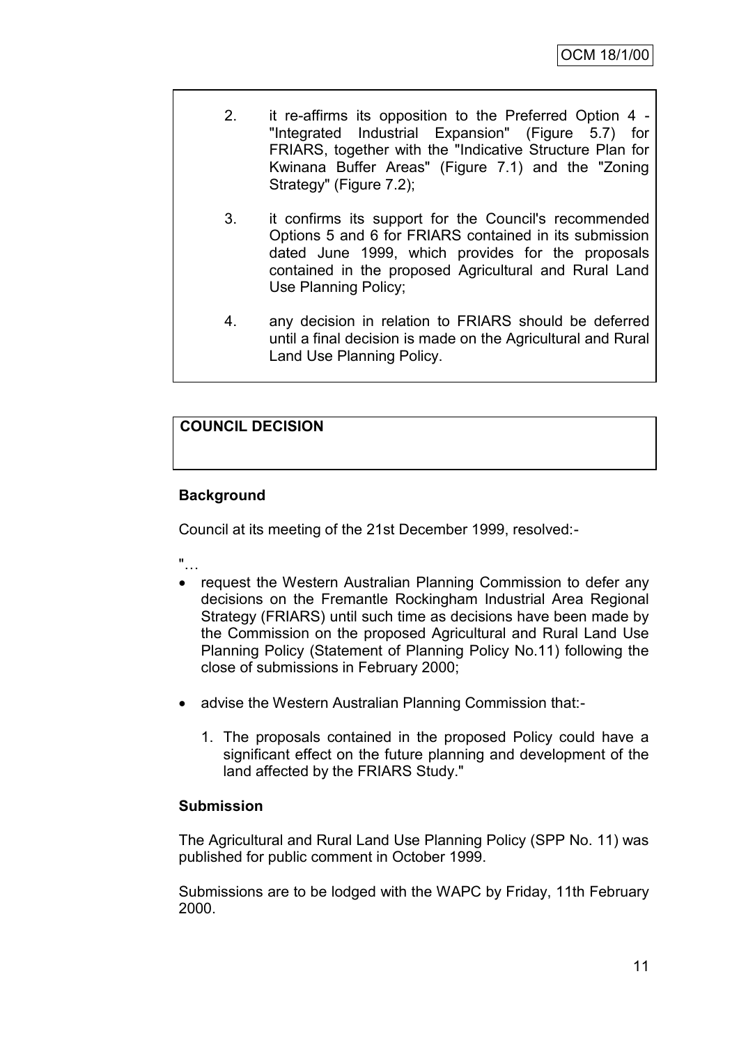2. it re-affirms its opposition to the Preferred Option 4 - "Integrated Industrial Expansion" (Figure 5.7) for FRIARS, together with the "Indicative Structure Plan for Kwinana Buffer Areas" (Figure 7.1) and the "Zoning Strategy" (Figure 7.2);

3. it confirms its support for the Council's recommended Options 5 and 6 for FRIARS contained in its submission dated June 1999, which provides for the proposals contained in the proposed Agricultural and Rural Land Use Planning Policy;

4. any decision in relation to FRIARS should be deferred until a final decision is made on the Agricultural and Rural Land Use Planning Policy.

**COUNCIL DECISION**

**Background**

Council at its meeting of the 21st December 1999, resolved:-

"…

- request the Western Australian Planning Commission to defer any decisions on the Fremantle Rockingham Industrial Area Regional Strategy (FRIARS) until such time as decisions have been made by the Commission on the proposed Agricultural and Rural Land Use Planning Policy (Statement of Planning Policy No.11) following the close of submissions in February 2000;

- advise the Western Australian Planning Commission that:-

  1. The proposals contained in the proposed Policy could have a significant effect on the future planning and development of the land affected by the FRIARS Study."

**Submission**

The Agricultural and Rural Land Use Planning Policy (SPP No. 11) was published for public comment in October 1999.

Submissions are to be lodged with the WAPC by Friday, 11th February 2000.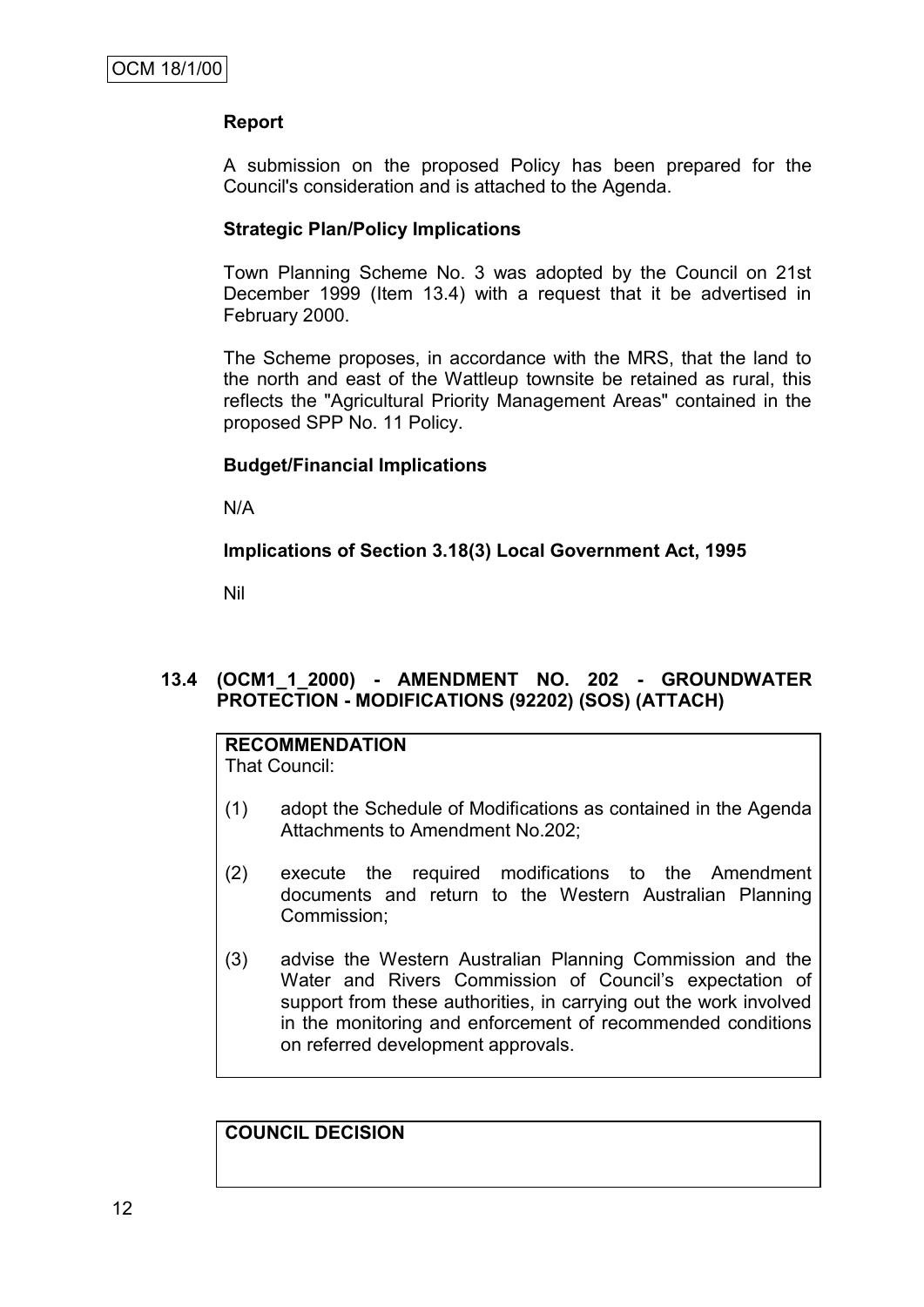### Report

A submission on the proposed Policy has been prepared for the Council's consideration and is attached to the Agenda.

### Strategic Plan/Policy Implications

Town Planning Scheme No. 3 was adopted by the Council on 21st December 1999 (Item 13.4) with a request that it be advertised in February 2000.

The Scheme proposes, in accordance with the MRS, that the land to the north and east of the Wattleup townsite be retained as rural, this reflects the "Agricultural Priority Management Areas" contained in the proposed SPP No. 11 Policy.

### Budget/Financial Implications

N/A

### Implications of Section 3.18(3) Local Government Act, 1995

Nil

## 13.4 (OCM1_1_2000) - AMENDMENT NO. 202 - GROUNDWATER PROTECTION - MODIFICATIONS (92202) (SOS) (ATTACH)

**RECOMMENDATION**
That Council:

(1) adopt the Schedule of Modifications as contained in the Agenda Attachments to Amendment No.202;

(2) execute the required modifications to the Amendment documents and return to the Western Australian Planning Commission;

(3) advise the Western Australian Planning Commission and the Water and Rivers Commission of Council's expectation of support from these authorities, in carrying out the work involved in the monitoring and enforcement of recommended conditions on referred development approvals.

**COUNCIL DECISION**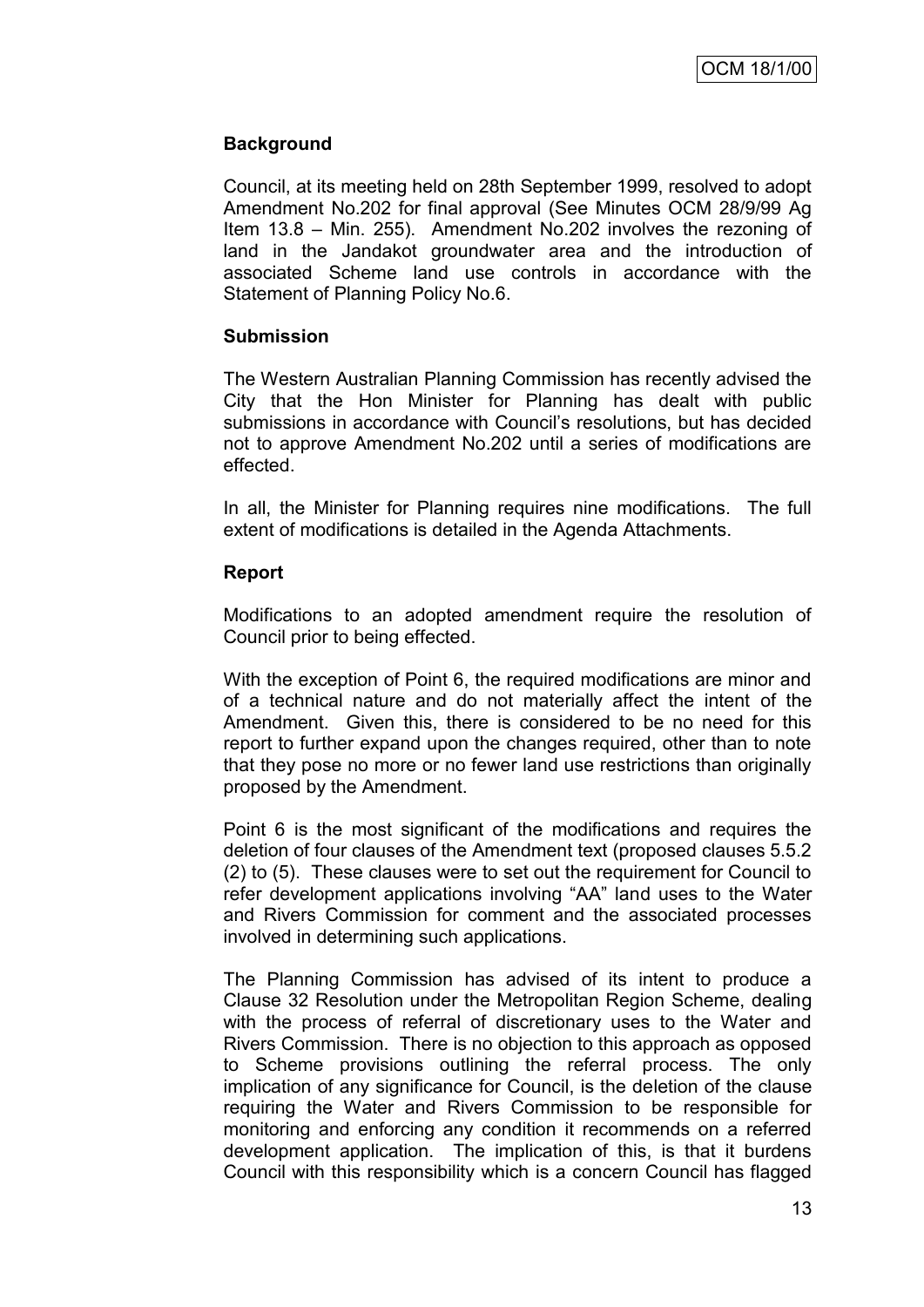### Background

Council, at its meeting held on 28th September 1999, resolved to adopt Amendment No.202 for final approval (See Minutes OCM 28/9/99 Ag Item 13.8 – Min. 255). Amendment No.202 involves the rezoning of land in the Jandakot groundwater area and the introduction of associated Scheme land use controls in accordance with the Statement of Planning Policy No.6.

### Submission

The Western Australian Planning Commission has recently advised the City that the Hon Minister for Planning has dealt with public submissions in accordance with Council's resolutions, but has decided not to approve Amendment No.202 until a series of modifications are effected.

In all, the Minister for Planning requires nine modifications. The full extent of modifications is detailed in the Agenda Attachments.

### Report

Modifications to an adopted amendment require the resolution of Council prior to being effected.

With the exception of Point 6, the required modifications are minor and of a technical nature and do not materially affect the intent of the Amendment. Given this, there is considered to be no need for this report to further expand upon the changes required, other than to note that they pose no more or no fewer land use restrictions than originally proposed by the Amendment.

Point 6 is the most significant of the modifications and requires the deletion of four clauses of the Amendment text (proposed clauses 5.5.2 (2) to (5). These clauses were to set out the requirement for Council to refer development applications involving "AA" land uses to the Water and Rivers Commission for comment and the associated processes involved in determining such applications.

The Planning Commission has advised of its intent to produce a Clause 32 Resolution under the Metropolitan Region Scheme, dealing with the process of referral of discretionary uses to the Water and Rivers Commission. There is no objection to this approach as opposed to Scheme provisions outlining the referral process. The only implication of any significance for Council, is the deletion of the clause requiring the Water and Rivers Commission to be responsible for monitoring and enforcing any condition it recommends on a referred development application. The implication of this, is that it burdens Council with this responsibility which is a concern Council has flagged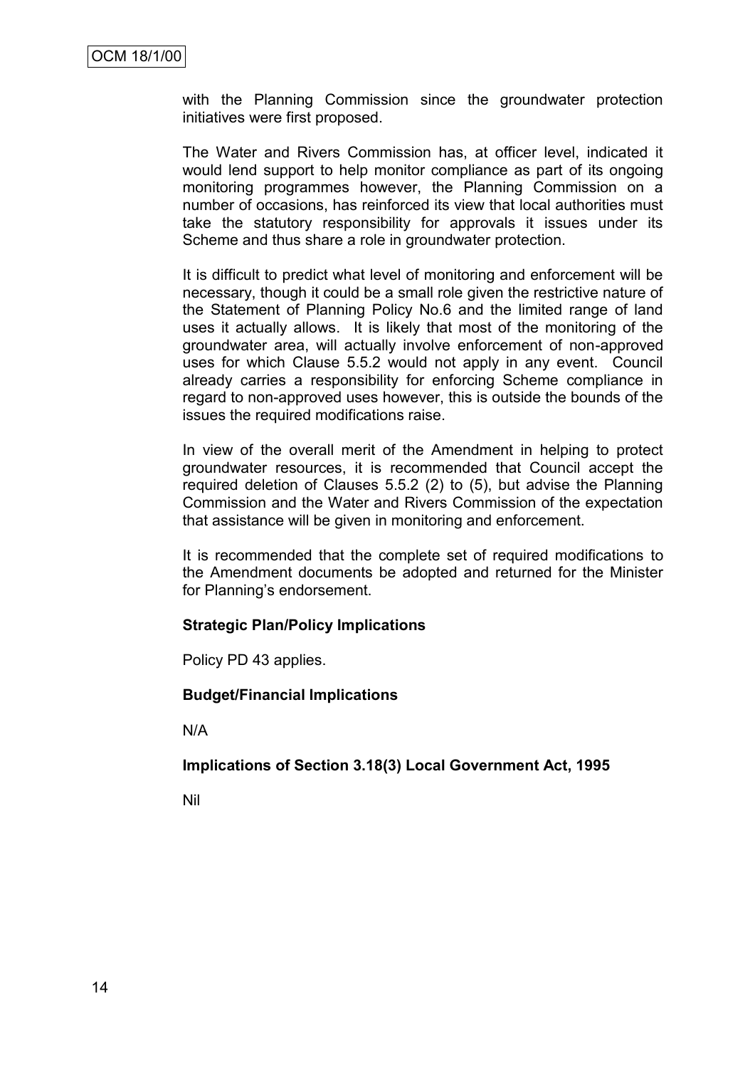with the Planning Commission since the groundwater protection initiatives were first proposed.

The Water and Rivers Commission has, at officer level, indicated it would lend support to help monitor compliance as part of its ongoing monitoring programmes however, the Planning Commission on a number of occasions, has reinforced its view that local authorities must take the statutory responsibility for approvals it issues under its Scheme and thus share a role in groundwater protection.

It is difficult to predict what level of monitoring and enforcement will be necessary, though it could be a small role given the restrictive nature of the Statement of Planning Policy No.6 and the limited range of land uses it actually allows. It is likely that most of the monitoring of the groundwater area, will actually involve enforcement of non-approved uses for which Clause 5.5.2 would not apply in any event. Council already carries a responsibility for enforcing Scheme compliance in regard to non-approved uses however, this is outside the bounds of the issues the required modifications raise.

In view of the overall merit of the Amendment in helping to protect groundwater resources, it is recommended that Council accept the required deletion of Clauses 5.5.2 (2) to (5), but advise the Planning Commission and the Water and Rivers Commission of the expectation that assistance will be given in monitoring and enforcement.

It is recommended that the complete set of required modifications to the Amendment documents be adopted and returned for the Minister for Planning's endorsement.

**Strategic Plan/Policy Implications**

Policy PD 43 applies.

**Budget/Financial Implications**

N/A

**Implications of Section 3.18(3) Local Government Act, 1995**

Nil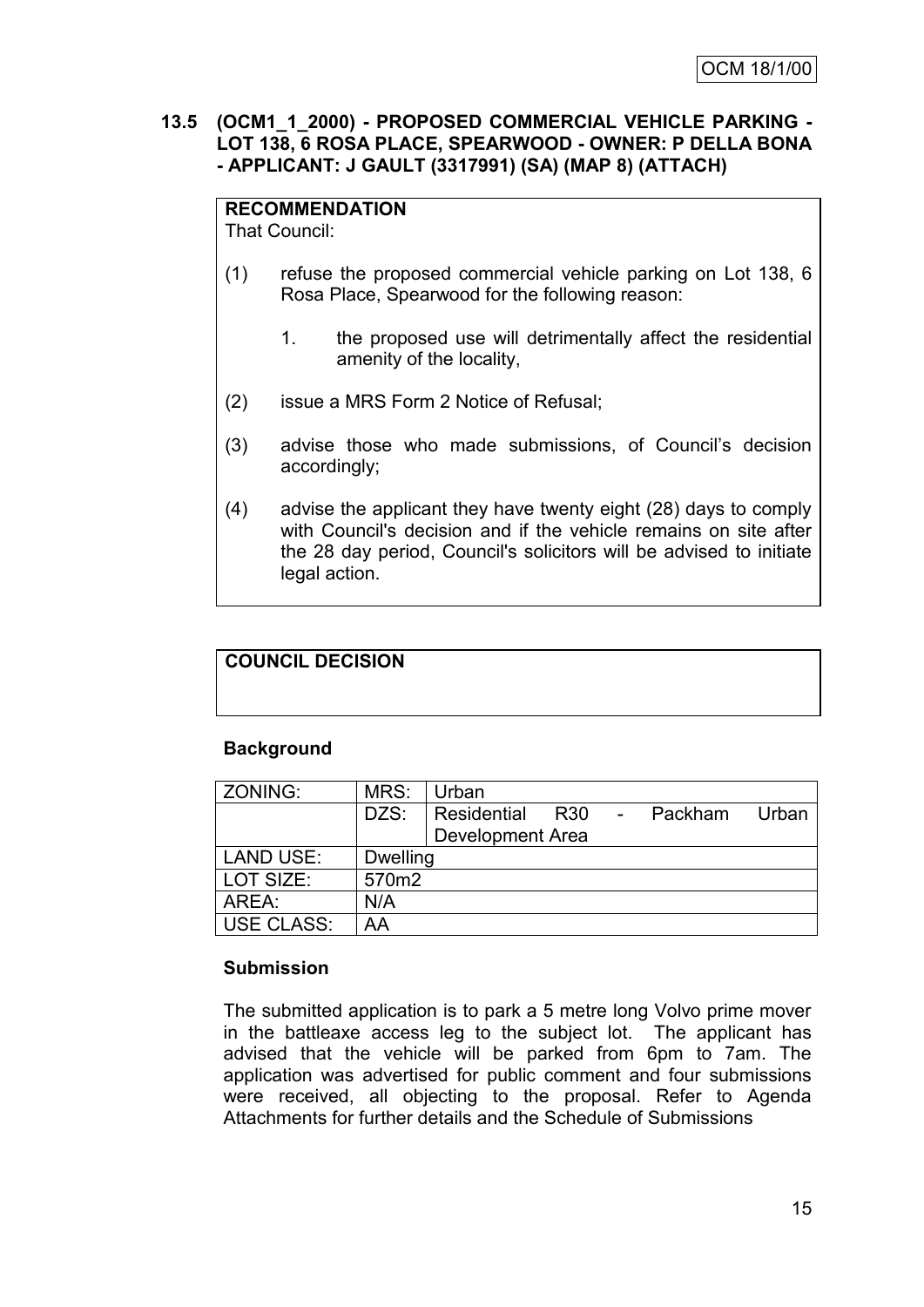**13.5 (OCM1_1_2000) - PROPOSED COMMERCIAL VEHICLE PARKING - LOT 138, 6 ROSA PLACE, SPEARWOOD - OWNER: P DELLA BONA - APPLICANT: J GAULT (3317991) (SA) (MAP 8) (ATTACH)**

**RECOMMENDATION**

That Council:

(1) refuse the proposed commercial vehicle parking on Lot 138, 6 Rosa Place, Spearwood for the following reason:

1. the proposed use will detrimentally affect the residential amenity of the locality,

(2) issue a MRS Form 2 Notice of Refusal;

(3) advise those who made submissions, of Council's decision accordingly;

(4) advise the applicant they have twenty eight (28) days to comply with Council's decision and if the vehicle remains on site after the 28 day period, Council's solicitors will be advised to initiate legal action.

**COUNCIL DECISION**

**Background**

| ZONING: | MRS: | Urban |
|---|---|---|
| | DZS: | Residential R30 - Packham Urban Development Area |
| LAND USE: | Dwelling | |
| LOT SIZE: | 570m2 | |
| AREA: | N/A | |
| USE CLASS: | AA | |

**Submission**

The submitted application is to park a 5 metre long Volvo prime mover in the battleaxe access leg to the subject lot. The applicant has advised that the vehicle will be parked from 6pm to 7am. The application was advertised for public comment and four submissions were received, all objecting to the proposal. Refer to Agenda Attachments for further details and the Schedule of Submissions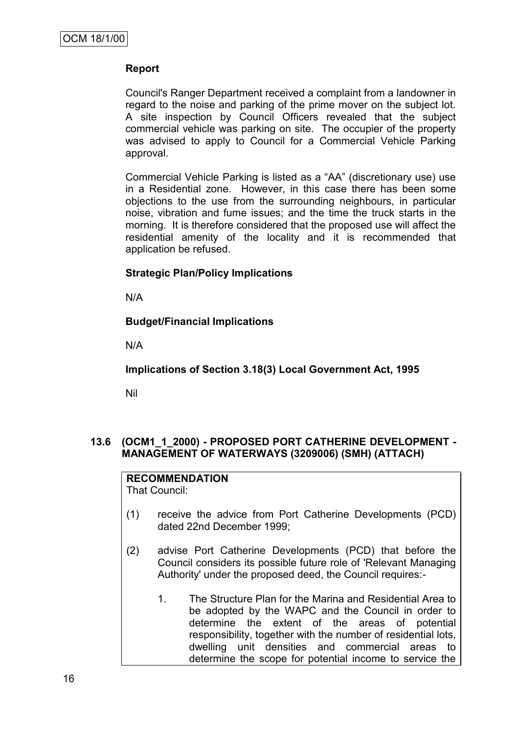**Report**

Council's Ranger Department received a complaint from a landowner in regard to the noise and parking of the prime mover on the subject lot. A site inspection by Council Officers revealed that the subject commercial vehicle was parking on site. The occupier of the property was advised to apply to Council for a Commercial Vehicle Parking approval.

Commercial Vehicle Parking is listed as a "AA" (discretionary use) use in a Residential zone. However, in this case there has been some objections to the use from the surrounding neighbours, in particular noise, vibration and fume issues; and the time the truck starts in the morning. It is therefore considered that the proposed use will affect the residential amenity of the locality and it is recommended that application be refused.

**Strategic Plan/Policy Implications**

N/A

**Budget/Financial Implications**

N/A

**Implications of Section 3.18(3) Local Government Act, 1995**

Nil

### 13.6 (OCM1_1_2000) - PROPOSED PORT CATHERINE DEVELOPMENT - MANAGEMENT OF WATERWAYS (3209006) (SMH) (ATTACH)

**RECOMMENDATION**
That Council:

(1) receive the advice from Port Catherine Developments (PCD) dated 22nd December 1999;

(2) advise Port Catherine Developments (PCD) that before the Council considers its possible future role of 'Relevant Managing Authority' under the proposed deed, the Council requires:-

1. The Structure Plan for the Marina and Residential Area to be adopted by the WAPC and the Council in order to determine the extent of the areas of potential responsibility, together with the number of residential lots, dwelling unit densities and commercial areas to determine the scope for potential income to service the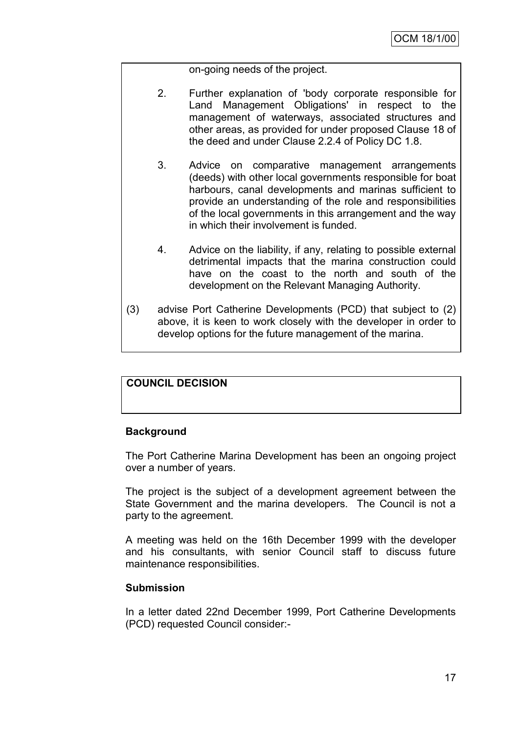on-going needs of the project.

2. Further explanation of 'body corporate responsible for Land Management Obligations' in respect to the management of waterways, associated structures and other areas, as provided for under proposed Clause 18 of the deed and under Clause 2.2.4 of Policy DC 1.8.

3. Advice on comparative management arrangements (deeds) with other local governments responsible for boat harbours, canal developments and marinas sufficient to provide an understanding of the role and responsibilities of the local governments in this arrangement and the way in which their involvement is funded.

4. Advice on the liability, if any, relating to possible external detrimental impacts that the marina construction could have on the coast to the north and south of the development on the Relevant Managing Authority.

(3) advise Port Catherine Developments (PCD) that subject to (2) above, it is keen to work closely with the developer in order to develop options for the future management of the marina.

**COUNCIL DECISION**

**Background**

The Port Catherine Marina Development has been an ongoing project over a number of years.

The project is the subject of a development agreement between the State Government and the marina developers. The Council is not a party to the agreement.

A meeting was held on the 16th December 1999 with the developer and his consultants, with senior Council staff to discuss future maintenance responsibilities.

**Submission**

In a letter dated 22nd December 1999, Port Catherine Developments (PCD) requested Council consider:-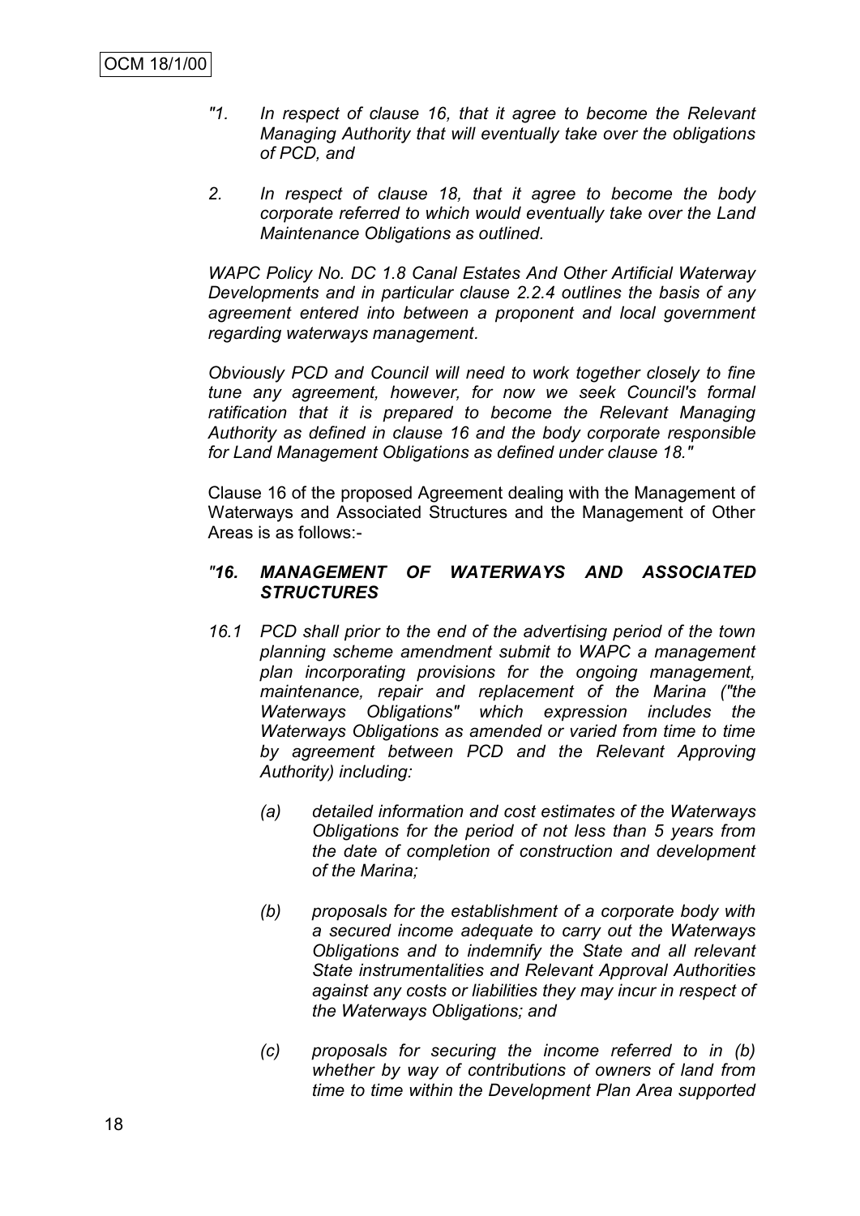*"1. In respect of clause 16, that it agree to become the Relevant Managing Authority that will eventually take over the obligations of PCD, and*

*2. In respect of clause 18, that it agree to become the body corporate referred to which would eventually take over the Land Maintenance Obligations as outlined.*

*WAPC Policy No. DC 1.8 Canal Estates And Other Artificial Waterway Developments and in particular clause 2.2.4 outlines the basis of any agreement entered into between a proponent and local government regarding waterways management.*

*Obviously PCD and Council will need to work together closely to fine tune any agreement, however, for now we seek Council's formal ratification that it is prepared to become the Relevant Managing Authority as defined in clause 16 and the body corporate responsible for Land Management Obligations as defined under clause 18."*

Clause 16 of the proposed Agreement dealing with the Management of Waterways and Associated Structures and the Management of Other Areas is as follows:-

***"16. MANAGEMENT OF WATERWAYS AND ASSOCIATED STRUCTURES***

*16.1 PCD shall prior to the end of the advertising period of the town planning scheme amendment submit to WAPC a management plan incorporating provisions for the ongoing management, maintenance, repair and replacement of the Marina ("the Waterways Obligations" which expression includes the Waterways Obligations as amended or varied from time to time by agreement between PCD and the Relevant Approving Authority) including:*

- *(a) detailed information and cost estimates of the Waterways Obligations for the period of not less than 5 years from the date of completion of construction and development of the Marina;*

- *(b) proposals for the establishment of a corporate body with a secured income adequate to carry out the Waterways Obligations and to indemnify the State and all relevant State instrumentalities and Relevant Approval Authorities against any costs or liabilities they may incur in respect of the Waterways Obligations; and*

- *(c) proposals for securing the income referred to in (b) whether by way of contributions of owners of land from time to time within the Development Plan Area supported*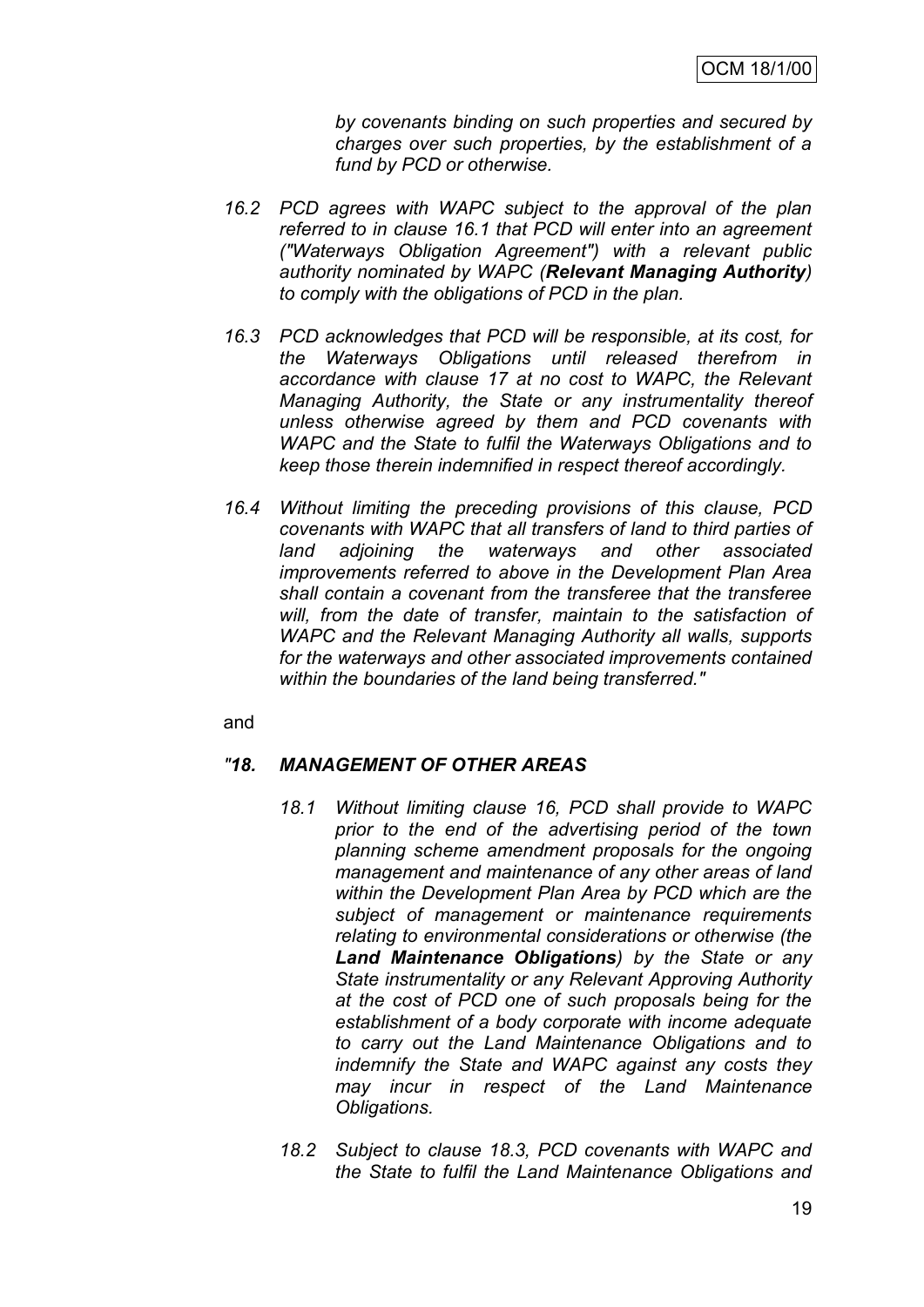*by covenants binding on such properties and secured by charges over such properties, by the establishment of a fund by PCD or otherwise.*

*16.2 PCD agrees with WAPC subject to the approval of the plan referred to in clause 16.1 that PCD will enter into an agreement ("Waterways Obligation Agreement") with a relevant public authority nominated by WAPC (**Relevant Managing Authority**) to comply with the obligations of PCD in the plan.*

*16.3 PCD acknowledges that PCD will be responsible, at its cost, for the Waterways Obligations until released therefrom in accordance with clause 17 at no cost to WAPC, the Relevant Managing Authority, the State or any instrumentality thereof unless otherwise agreed by them and PCD covenants with WAPC and the State to fulfil the Waterways Obligations and to keep those therein indemnified in respect thereof accordingly.*

*16.4 Without limiting the preceding provisions of this clause, PCD covenants with WAPC that all transfers of land to third parties of land adjoining the waterways and other associated improvements referred to above in the Development Plan Area shall contain a covenant from the transferee that the transferee will, from the date of transfer, maintain to the satisfaction of WAPC and the Relevant Managing Authority all walls, supports for the waterways and other associated improvements contained within the boundaries of the land being transferred."*

and

***"18. MANAGEMENT OF OTHER AREAS***

*18.1 Without limiting clause 16, PCD shall provide to WAPC prior to the end of the advertising period of the town planning scheme amendment proposals for the ongoing management and maintenance of any other areas of land within the Development Plan Area by PCD which are the subject of management or maintenance requirements relating to environmental considerations or otherwise (the **Land Maintenance Obligations**) by the State or any State instrumentality or any Relevant Approving Authority at the cost of PCD one of such proposals being for the establishment of a body corporate with income adequate to carry out the Land Maintenance Obligations and to indemnify the State and WAPC against any costs they may incur in respect of the Land Maintenance Obligations.*

*18.2 Subject to clause 18.3, PCD covenants with WAPC and the State to fulfil the Land Maintenance Obligations and*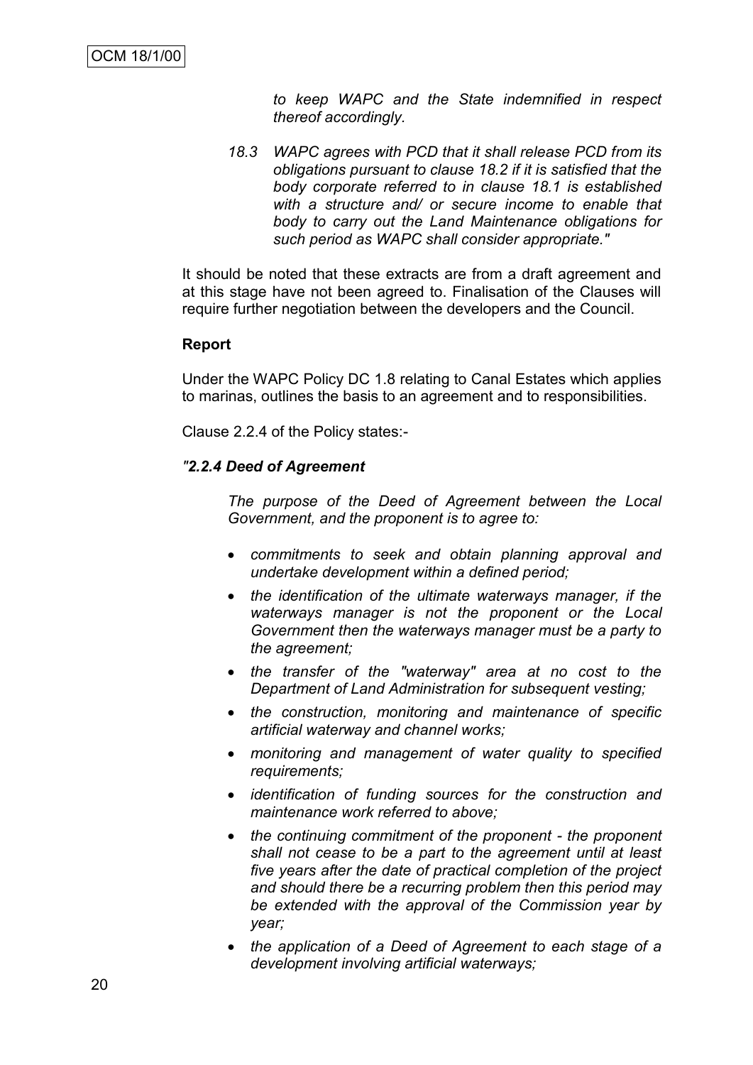*to keep WAPC and the State indemnified in respect thereof accordingly.*

*18.3 WAPC agrees with PCD that it shall release PCD from its obligations pursuant to clause 18.2 if it is satisfied that the body corporate referred to in clause 18.1 is established with a structure and/ or secure income to enable that body to carry out the Land Maintenance obligations for such period as WAPC shall consider appropriate."*

It should be noted that these extracts are from a draft agreement and at this stage have not been agreed to. Finalisation of the Clauses will require further negotiation between the developers and the Council.

**Report**

Under the WAPC Policy DC 1.8 relating to Canal Estates which applies to marinas, outlines the basis to an agreement and to responsibilities.

Clause 2.2.4 of the Policy states:-

***"2.2.4 Deed of Agreement***

*The purpose of the Deed of Agreement between the Local Government, and the proponent is to agree to:*

- *commitments to seek and obtain planning approval and undertake development within a defined period;*
- *the identification of the ultimate waterways manager, if the waterways manager is not the proponent or the Local Government then the waterways manager must be a party to the agreement;*
- *the transfer of the "waterway" area at no cost to the Department of Land Administration for subsequent vesting;*
- *the construction, monitoring and maintenance of specific artificial waterway and channel works;*
- *monitoring and management of water quality to specified requirements;*
- *identification of funding sources for the construction and maintenance work referred to above;*
- *the continuing commitment of the proponent - the proponent shall not cease to be a part to the agreement until at least five years after the date of practical completion of the project and should there be a recurring problem then this period may be extended with the approval of the Commission year by year;*
- *the application of a Deed of Agreement to each stage of a development involving artificial waterways;*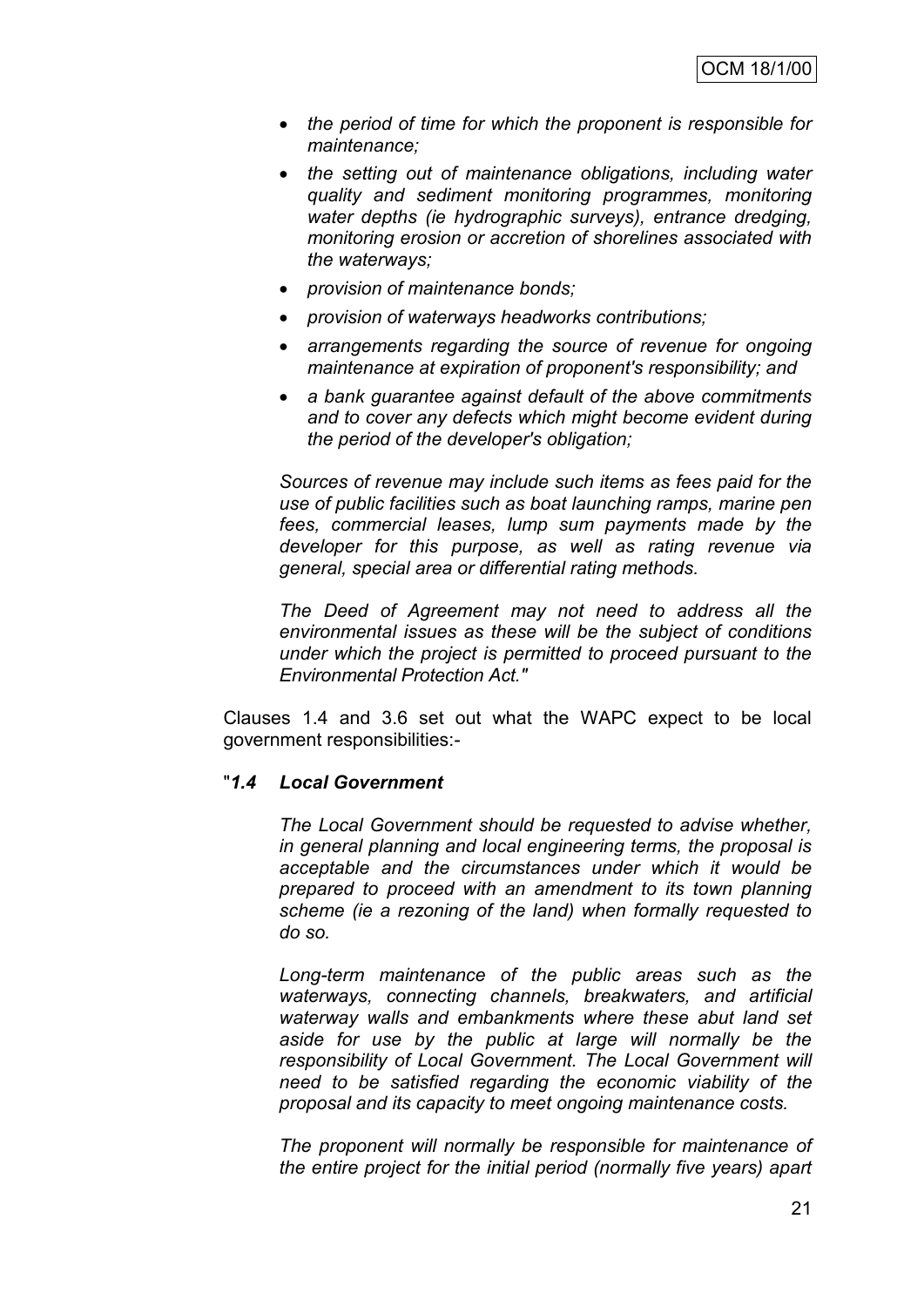- *the period of time for which the proponent is responsible for maintenance;*
- *the setting out of maintenance obligations, including water quality and sediment monitoring programmes, monitoring water depths (ie hydrographic surveys), entrance dredging, monitoring erosion or accretion of shorelines associated with the waterways;*
- *provision of maintenance bonds;*
- *provision of waterways headworks contributions;*
- *arrangements regarding the source of revenue for ongoing maintenance at expiration of proponent's responsibility; and*
- *a bank guarantee against default of the above commitments and to cover any defects which might become evident during the period of the developer's obligation;*

*Sources of revenue may include such items as fees paid for the use of public facilities such as boat launching ramps, marine pen fees, commercial leases, lump sum payments made by the developer for this purpose, as well as rating revenue via general, special area or differential rating methods.*

*The Deed of Agreement may not need to address all the environmental issues as these will be the subject of conditions under which the project is permitted to proceed pursuant to the Environmental Protection Act."*

Clauses 1.4 and 3.6 set out what the WAPC expect to be local government responsibilities:-

"***1.4 Local Government***

*The Local Government should be requested to advise whether, in general planning and local engineering terms, the proposal is acceptable and the circumstances under which it would be prepared to proceed with an amendment to its town planning scheme (ie a rezoning of the land) when formally requested to do so.*

*Long-term maintenance of the public areas such as the waterways, connecting channels, breakwaters, and artificial waterway walls and embankments where these abut land set aside for use by the public at large will normally be the responsibility of Local Government. The Local Government will need to be satisfied regarding the economic viability of the proposal and its capacity to meet ongoing maintenance costs.*

*The proponent will normally be responsible for maintenance of the entire project for the initial period (normally five years) apart*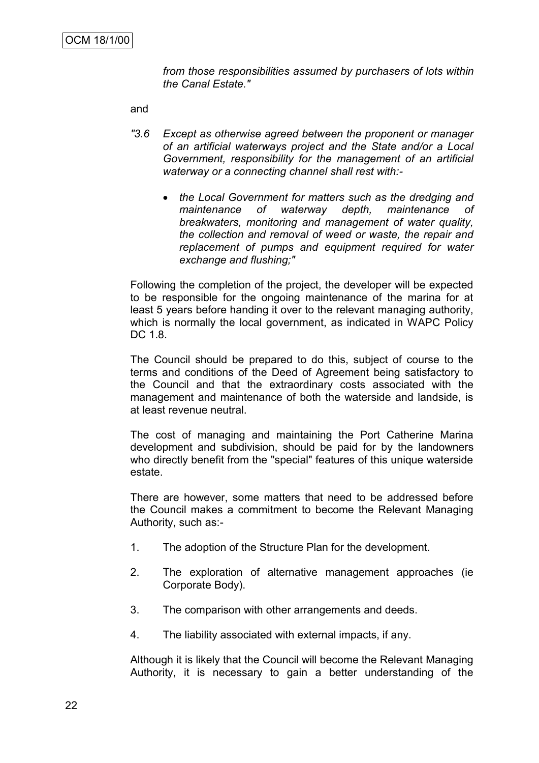*from those responsibilities assumed by purchasers of lots within the Canal Estate."*

and

*"3.6 Except as otherwise agreed between the proponent or manager of an artificial waterways project and the State and/or a Local Government, responsibility for the management of an artificial waterway or a connecting channel shall rest with:-*

- *the Local Government for matters such as the dredging and maintenance of waterway depth, maintenance of breakwaters, monitoring and management of water quality, the collection and removal of weed or waste, the repair and replacement of pumps and equipment required for water exchange and flushing;"*

Following the completion of the project, the developer will be expected to be responsible for the ongoing maintenance of the marina for at least 5 years before handing it over to the relevant managing authority, which is normally the local government, as indicated in WAPC Policy DC 1.8.

The Council should be prepared to do this, subject of course to the terms and conditions of the Deed of Agreement being satisfactory to the Council and that the extraordinary costs associated with the management and maintenance of both the waterside and landside, is at least revenue neutral.

The cost of managing and maintaining the Port Catherine Marina development and subdivision, should be paid for by the landowners who directly benefit from the "special" features of this unique waterside estate.

There are however, some matters that need to be addressed before the Council makes a commitment to become the Relevant Managing Authority, such as:-

1. The adoption of the Structure Plan for the development.
2. The exploration of alternative management approaches (ie Corporate Body).
3. The comparison with other arrangements and deeds.
4. The liability associated with external impacts, if any.

Although it is likely that the Council will become the Relevant Managing Authority, it is necessary to gain a better understanding of the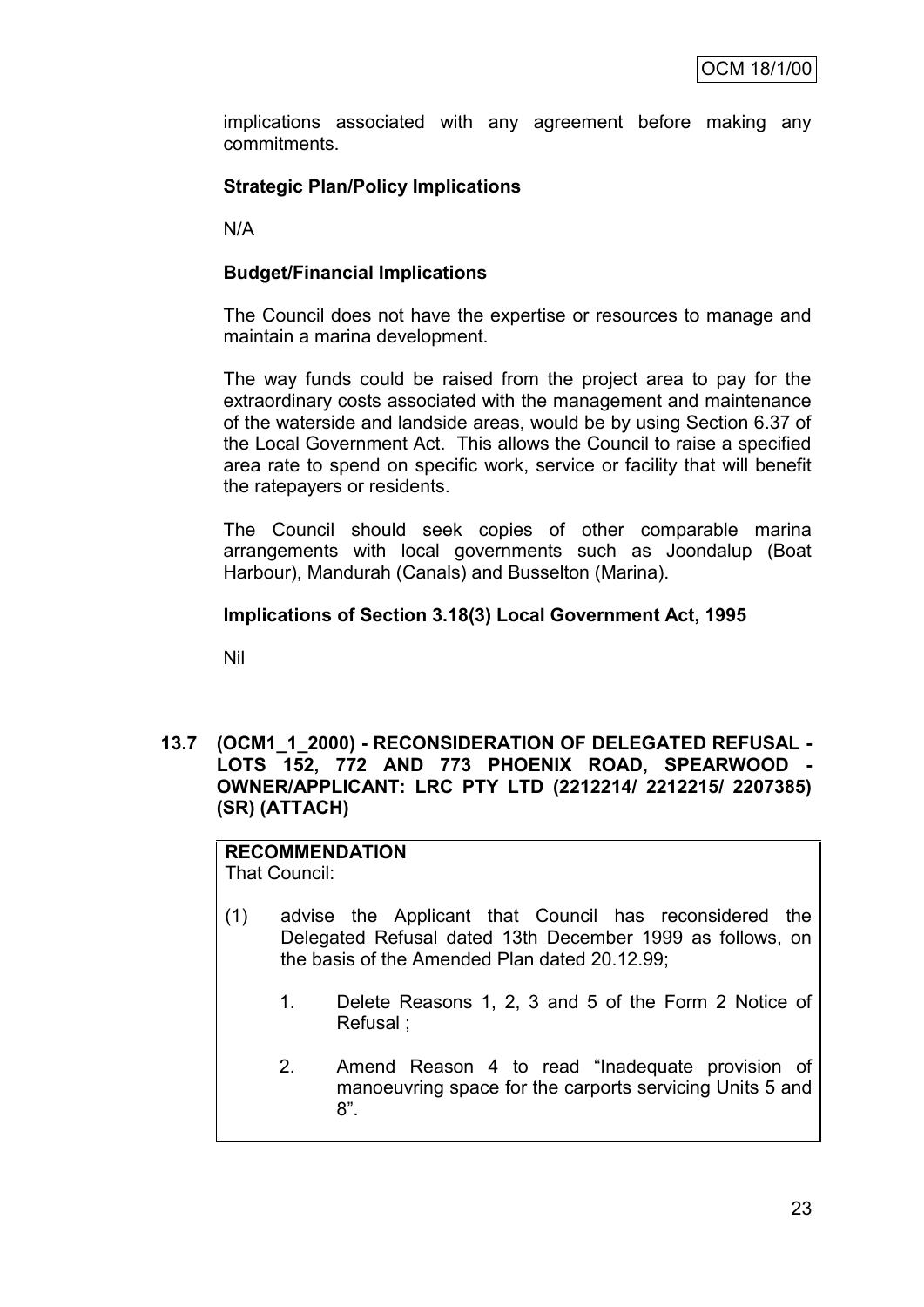implications associated with any agreement before making any commitments.

**Strategic Plan/Policy Implications**

N/A

**Budget/Financial Implications**

The Council does not have the expertise or resources to manage and maintain a marina development.

The way funds could be raised from the project area to pay for the extraordinary costs associated with the management and maintenance of the waterside and landside areas, would be by using Section 6.37 of the Local Government Act. This allows the Council to raise a specified area rate to spend on specific work, service or facility that will benefit the ratepayers or residents.

The Council should seek copies of other comparable marina arrangements with local governments such as Joondalup (Boat Harbour), Mandurah (Canals) and Busselton (Marina).

**Implications of Section 3.18(3) Local Government Act, 1995**

Nil

## 13.7 (OCM1_1_2000) - RECONSIDERATION OF DELEGATED REFUSAL - LOTS 152, 772 AND 773 PHOENIX ROAD, SPEARWOOD - OWNER/APPLICANT: LRC PTY LTD (2212214/ 2212215/ 2207385) (SR) (ATTACH)

**RECOMMENDATION**

That Council:

(1) advise the Applicant that Council has reconsidered the Delegated Refusal dated 13th December 1999 as follows, on the basis of the Amended Plan dated 20.12.99;

1. Delete Reasons 1, 2, 3 and 5 of the Form 2 Notice of Refusal ;

2. Amend Reason 4 to read "Inadequate provision of manoeuvring space for the carports servicing Units 5 and 8".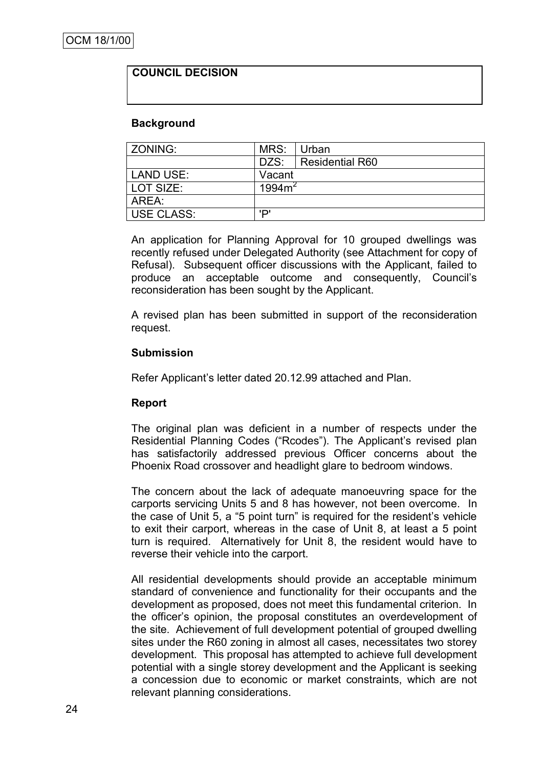OCM 18/1/00

**COUNCIL DECISION**

**Background**

| ZONING: | MRS: | Urban |
|---|---|---|
| | DZS: | Residential R60 |
| LAND USE: | Vacant | |
| LOT SIZE: | 1994m$^2$ | |
| AREA: | | |
| USE CLASS: | 'P' | |

An application for Planning Approval for 10 grouped dwellings was recently refused under Delegated Authority (see Attachment for copy of Refusal). Subsequent officer discussions with the Applicant, failed to produce an acceptable outcome and consequently, Council's reconsideration has been sought by the Applicant.

A revised plan has been submitted in support of the reconsideration request.

**Submission**

Refer Applicant's letter dated 20.12.99 attached and Plan.

**Report**

The original plan was deficient in a number of respects under the Residential Planning Codes ("Rcodes"). The Applicant's revised plan has satisfactorily addressed previous Officer concerns about the Phoenix Road crossover and headlight glare to bedroom windows.

The concern about the lack of adequate manoeuvring space for the carports servicing Units 5 and 8 has however, not been overcome. In the case of Unit 5, a "5 point turn" is required for the resident's vehicle to exit their carport, whereas in the case of Unit 8, at least a 5 point turn is required. Alternatively for Unit 8, the resident would have to reverse their vehicle into the carport.

All residential developments should provide an acceptable minimum standard of convenience and functionality for their occupants and the development as proposed, does not meet this fundamental criterion. In the officer's opinion, the proposal constitutes an overdevelopment of the site. Achievement of full development potential of grouped dwelling sites under the R60 zoning in almost all cases, necessitates two storey development. This proposal has attempted to achieve full development potential with a single storey development and the Applicant is seeking a concession due to economic or market constraints, which are not relevant planning considerations.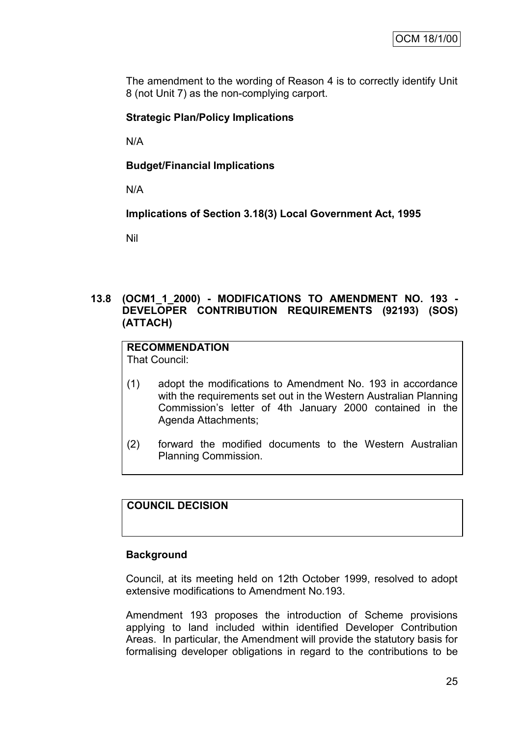The amendment to the wording of Reason 4 is to correctly identify Unit 8 (not Unit 7) as the non-complying carport.

**Strategic Plan/Policy Implications**

N/A

**Budget/Financial Implications**

N/A

**Implications of Section 3.18(3) Local Government Act, 1995**

Nil

## 13.8 (OCM1_1_2000) - MODIFICATIONS TO AMENDMENT NO. 193 - DEVELOPER CONTRIBUTION REQUIREMENTS (92193) (SOS) (ATTACH)

**RECOMMENDATION**

That Council:

(1) adopt the modifications to Amendment No. 193 in accordance with the requirements set out in the Western Australian Planning Commission's letter of 4th January 2000 contained in the Agenda Attachments;

(2) forward the modified documents to the Western Australian Planning Commission.

**COUNCIL DECISION**

**Background**

Council, at its meeting held on 12th October 1999, resolved to adopt extensive modifications to Amendment No.193.

Amendment 193 proposes the introduction of Scheme provisions applying to land included within identified Developer Contribution Areas. In particular, the Amendment will provide the statutory basis for formalising developer obligations in regard to the contributions to be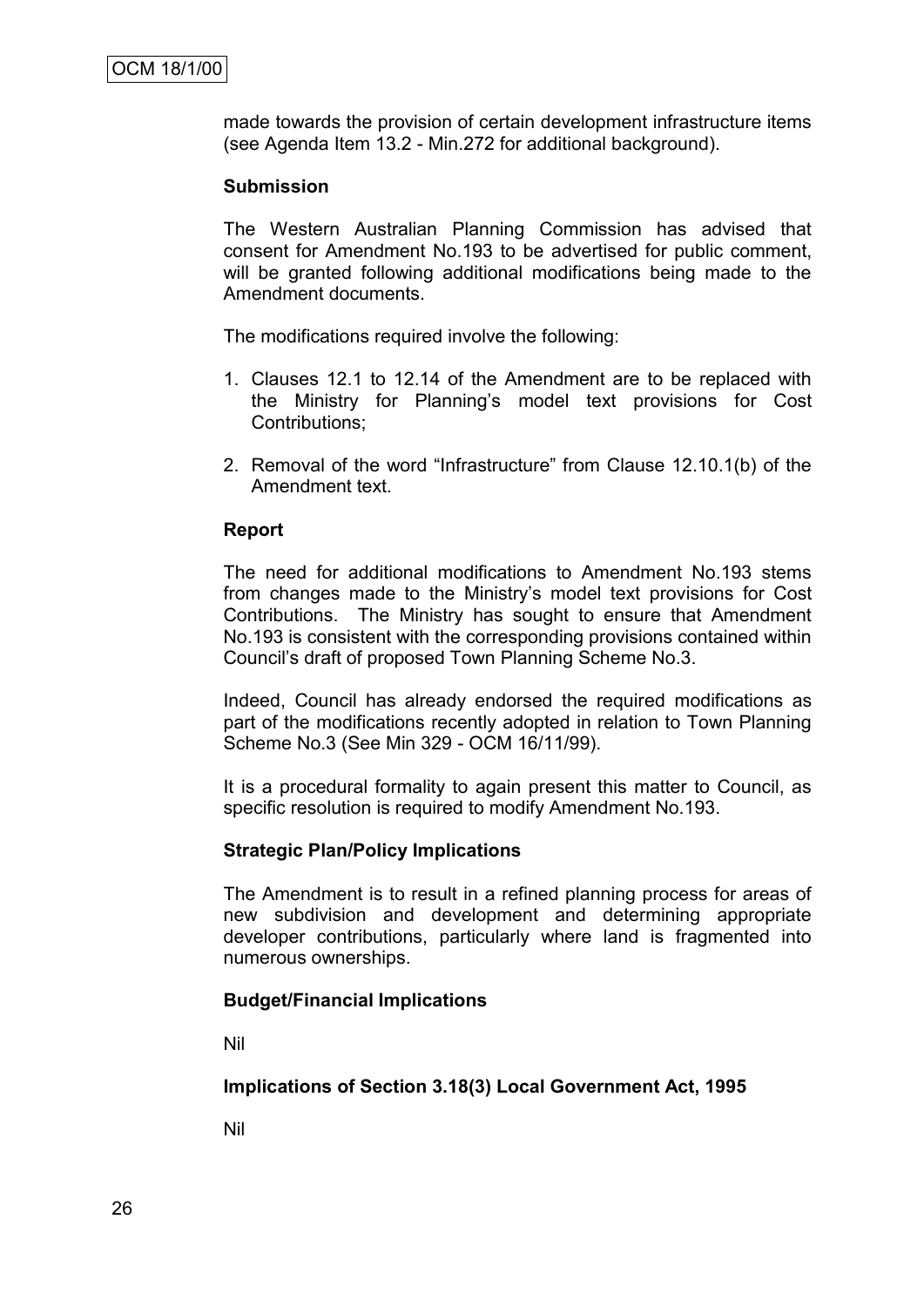made towards the provision of certain development infrastructure items (see Agenda Item 13.2 - Min.272 for additional background).

**Submission**

The Western Australian Planning Commission has advised that consent for Amendment No.193 to be advertised for public comment, will be granted following additional modifications being made to the Amendment documents.

The modifications required involve the following:

1. Clauses 12.1 to 12.14 of the Amendment are to be replaced with the Ministry for Planning's model text provisions for Cost Contributions;
2. Removal of the word "Infrastructure" from Clause 12.10.1(b) of the Amendment text.

**Report**

The need for additional modifications to Amendment No.193 stems from changes made to the Ministry's model text provisions for Cost Contributions. The Ministry has sought to ensure that Amendment No.193 is consistent with the corresponding provisions contained within Council's draft of proposed Town Planning Scheme No.3.

Indeed, Council has already endorsed the required modifications as part of the modifications recently adopted in relation to Town Planning Scheme No.3 (See Min 329 - OCM 16/11/99).

It is a procedural formality to again present this matter to Council, as specific resolution is required to modify Amendment No.193.

**Strategic Plan/Policy Implications**

The Amendment is to result in a refined planning process for areas of new subdivision and development and determining appropriate developer contributions, particularly where land is fragmented into numerous ownerships.

**Budget/Financial Implications**

Nil

**Implications of Section 3.18(3) Local Government Act, 1995**

Nil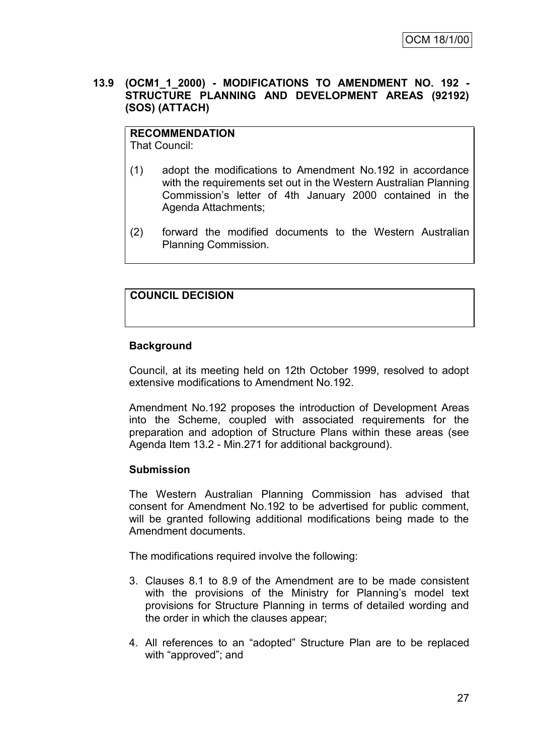OCM 18/1/00

**13.9 (OCM1_1_2000) - MODIFICATIONS TO AMENDMENT NO. 192 - STRUCTURE PLANNING AND DEVELOPMENT AREAS (92192) (SOS) (ATTACH)**

| **RECOMMENDATION** |
|---|
| That Council:<br><br>(1) adopt the modifications to Amendment No.192 in accordance with the requirements set out in the Western Australian Planning Commission's letter of 4th January 2000 contained in the Agenda Attachments;<br><br>(2) forward the modified documents to the Western Australian Planning Commission. |

| **COUNCIL DECISION** |
|---|
| |

**Background**

Council, at its meeting held on 12th October 1999, resolved to adopt extensive modifications to Amendment No.192.

Amendment No.192 proposes the introduction of Development Areas into the Scheme, coupled with associated requirements for the preparation and adoption of Structure Plans within these areas (see Agenda Item 13.2 - Min.271 for additional background).

**Submission**

The Western Australian Planning Commission has advised that consent for Amendment No.192 to be advertised for public comment, will be granted following additional modifications being made to the Amendment documents.

The modifications required involve the following:

3. Clauses 8.1 to 8.9 of the Amendment are to be made consistent with the provisions of the Ministry for Planning's model text provisions for Structure Planning in terms of detailed wording and the order in which the clauses appear;

4. All references to an "adopted" Structure Plan are to be replaced with "approved"; and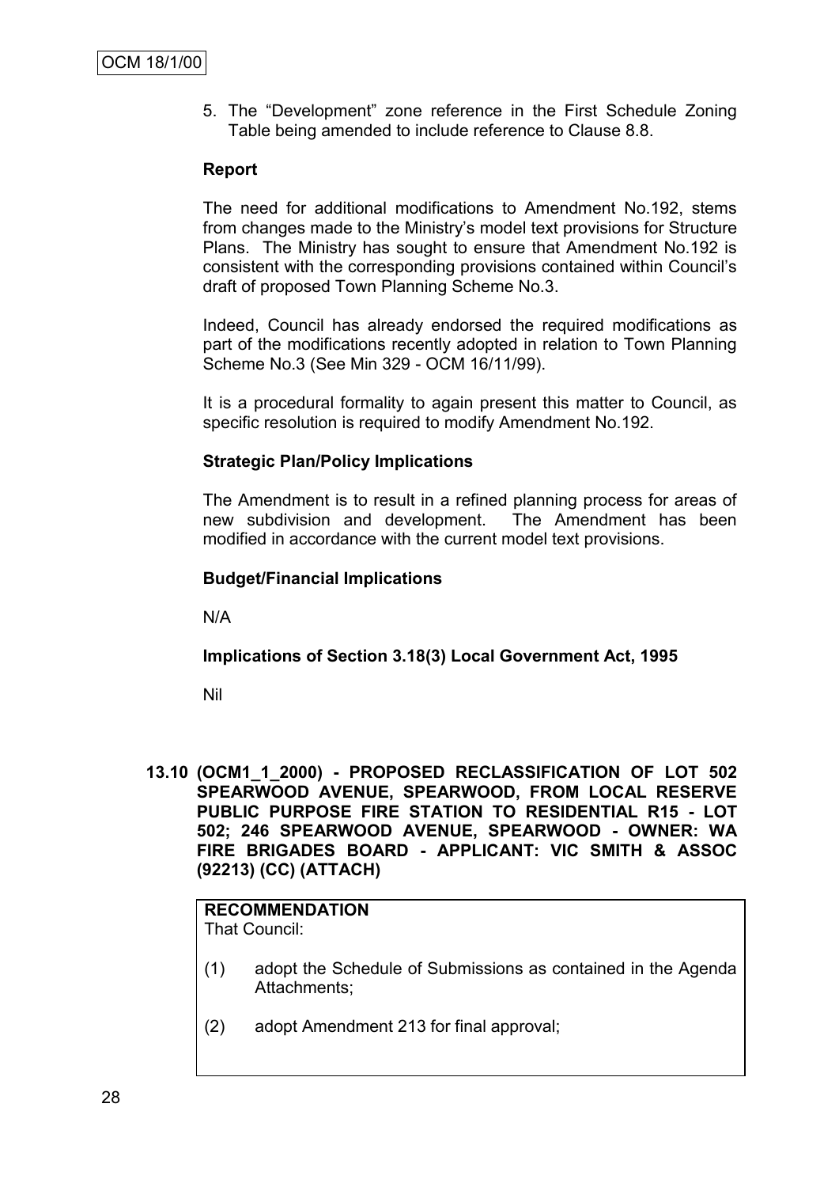5. The "Development" zone reference in the First Schedule Zoning Table being amended to include reference to Clause 8.8.

**Report**

The need for additional modifications to Amendment No.192, stems from changes made to the Ministry's model text provisions for Structure Plans. The Ministry has sought to ensure that Amendment No.192 is consistent with the corresponding provisions contained within Council's draft of proposed Town Planning Scheme No.3.

Indeed, Council has already endorsed the required modifications as part of the modifications recently adopted in relation to Town Planning Scheme No.3 (See Min 329 - OCM 16/11/99).

It is a procedural formality to again present this matter to Council, as specific resolution is required to modify Amendment No.192.

**Strategic Plan/Policy Implications**

The Amendment is to result in a refined planning process for areas of new subdivision and development. The Amendment has been modified in accordance with the current model text provisions.

**Budget/Financial Implications**

N/A

**Implications of Section 3.18(3) Local Government Act, 1995**

Nil

### 13.10 (OCM1_1_2000) - PROPOSED RECLASSIFICATION OF LOT 502 SPEARWOOD AVENUE, SPEARWOOD, FROM LOCAL RESERVE PUBLIC PURPOSE FIRE STATION TO RESIDENTIAL R15 - LOT 502; 246 SPEARWOOD AVENUE, SPEARWOOD - OWNER: WA FIRE BRIGADES BOARD - APPLICANT: VIC SMITH & ASSOC (92213) (CC) (ATTACH)

**RECOMMENDATION**
That Council:

(1) adopt the Schedule of Submissions as contained in the Agenda Attachments;

(2) adopt Amendment 213 for final approval;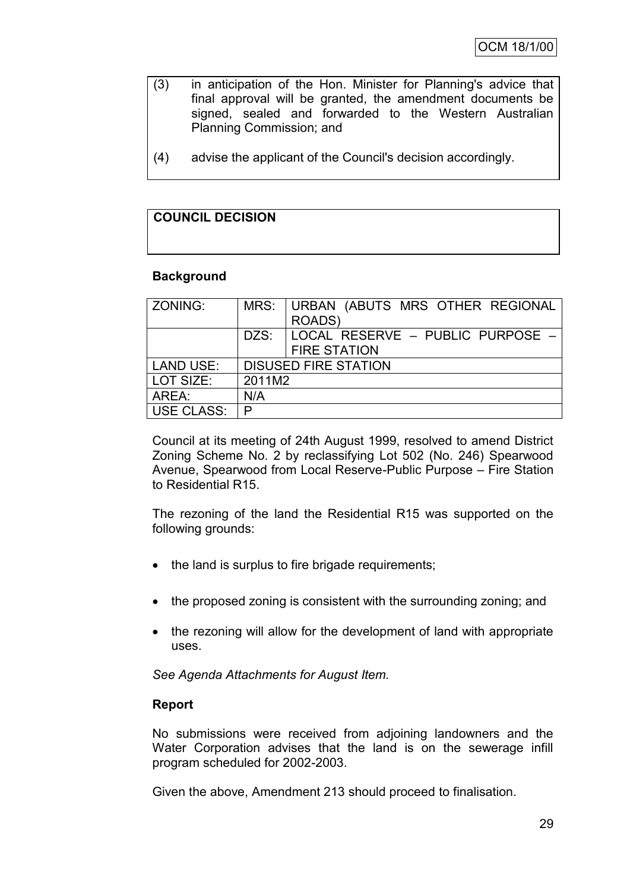(3) in anticipation of the Hon. Minister for Planning's advice that final approval will be granted, the amendment documents be signed, sealed and forwarded to the Western Australian Planning Commission; and

(4) advise the applicant of the Council's decision accordingly.

**COUNCIL DECISION**

**Background**

| ZONING: | MRS: | URBAN (ABUTS MRS OTHER REGIONAL ROADS) |
|---|---|---|
| | DZS: | LOCAL RESERVE – PUBLIC PURPOSE – FIRE STATION |
| LAND USE: | DISUSED FIRE STATION | |
| LOT SIZE: | 2011M2 | |
| AREA: | N/A | |
| USE CLASS: | P | |

Council at its meeting of 24th August 1999, resolved to amend District Zoning Scheme No. 2 by reclassifying Lot 502 (No. 246) Spearwood Avenue, Spearwood from Local Reserve-Public Purpose – Fire Station to Residential R15.

The rezoning of the land the Residential R15 was supported on the following grounds:

- the land is surplus to fire brigade requirements;
- the proposed zoning is consistent with the surrounding zoning; and
- the rezoning will allow for the development of land with appropriate uses.

*See Agenda Attachments for August Item.*

**Report**

No submissions were received from adjoining landowners and the Water Corporation advises that the land is on the sewerage infill program scheduled for 2002-2003.

Given the above, Amendment 213 should proceed to finalisation.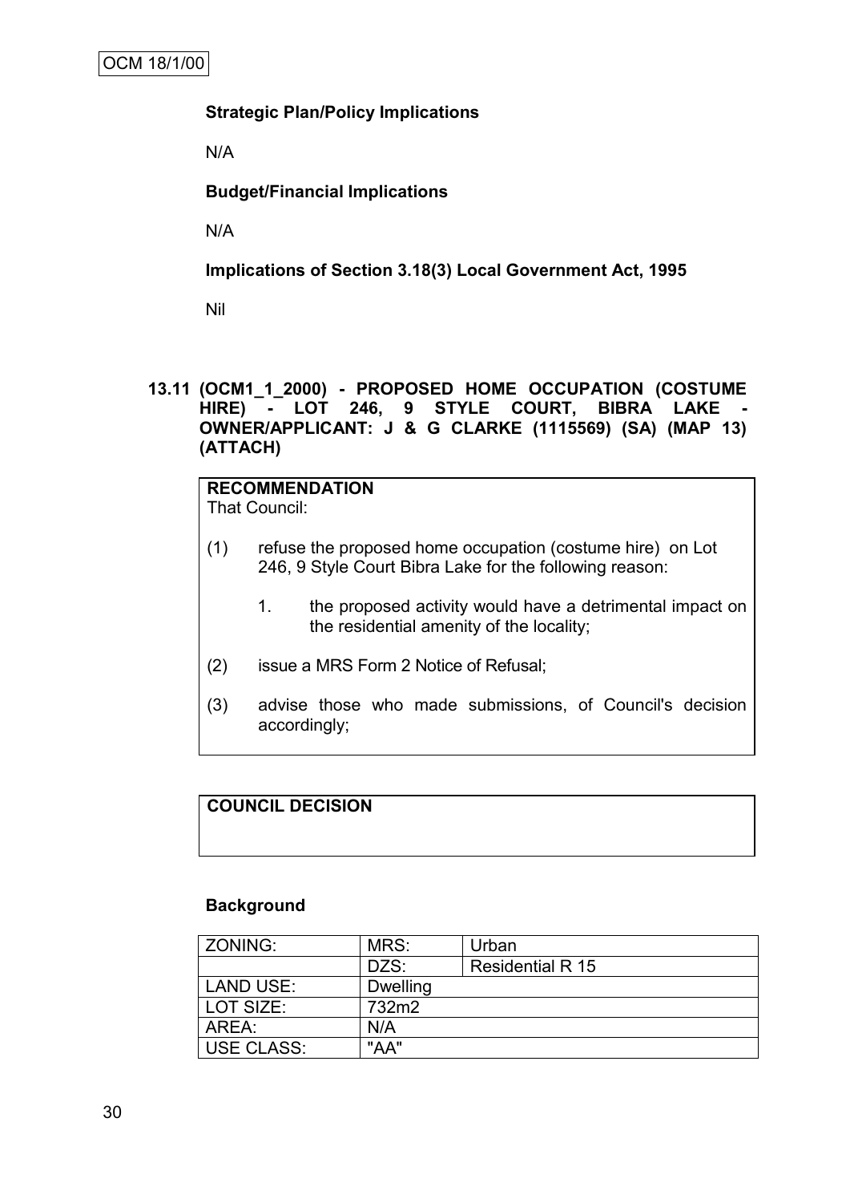**Strategic Plan/Policy Implications**

N/A

**Budget/Financial Implications**

N/A

**Implications of Section 3.18(3) Local Government Act, 1995**

Nil

**13.11 (OCM1_1_2000) - PROPOSED HOME OCCUPATION (COSTUME HIRE) - LOT 246, 9 STYLE COURT, BIBRA LAKE - OWNER/APPLICANT: J & G CLARKE (1115569) (SA) (MAP 13) (ATTACH)**

**RECOMMENDATION**
That Council:

(1) refuse the proposed home occupation (costume hire) on Lot 246, 9 Style Court Bibra Lake for the following reason:

   1. the proposed activity would have a detrimental impact on the residential amenity of the locality;

(2) issue a MRS Form 2 Notice of Refusal;

(3) advise those who made submissions, of Council's decision accordingly;

**COUNCIL DECISION**

**Background**

| ZONING: | MRS: | Urban |
|---|---|---|
| | DZS: | Residential R 15 |
| LAND USE: | Dwelling | |
| LOT SIZE: | 732m2 | |
| AREA: | N/A | |
| USE CLASS: | "AA" | |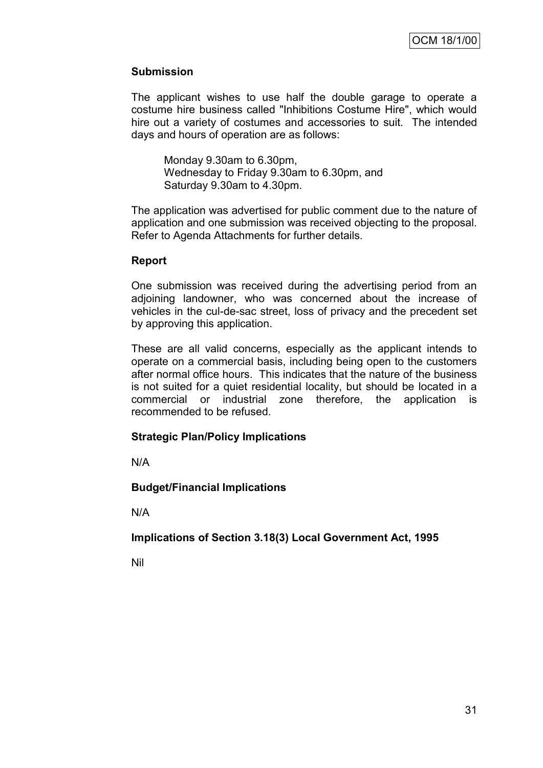**Submission**

The applicant wishes to use half the double garage to operate a costume hire business called "Inhibitions Costume Hire", which would hire out a variety of costumes and accessories to suit. The intended days and hours of operation are as follows:

> Monday 9.30am to 6.30pm,
> Wednesday to Friday 9.30am to 6.30pm, and
> Saturday 9.30am to 4.30pm.

The application was advertised for public comment due to the nature of application and one submission was received objecting to the proposal. Refer to Agenda Attachments for further details.

**Report**

One submission was received during the advertising period from an adjoining landowner, who was concerned about the increase of vehicles in the cul-de-sac street, loss of privacy and the precedent set by approving this application.

These are all valid concerns, especially as the applicant intends to operate on a commercial basis, including being open to the customers after normal office hours. This indicates that the nature of the business is not suited for a quiet residential locality, but should be located in a commercial or industrial zone therefore, the application is recommended to be refused.

**Strategic Plan/Policy Implications**

N/A

**Budget/Financial Implications**

N/A

**Implications of Section 3.18(3) Local Government Act, 1995**

Nil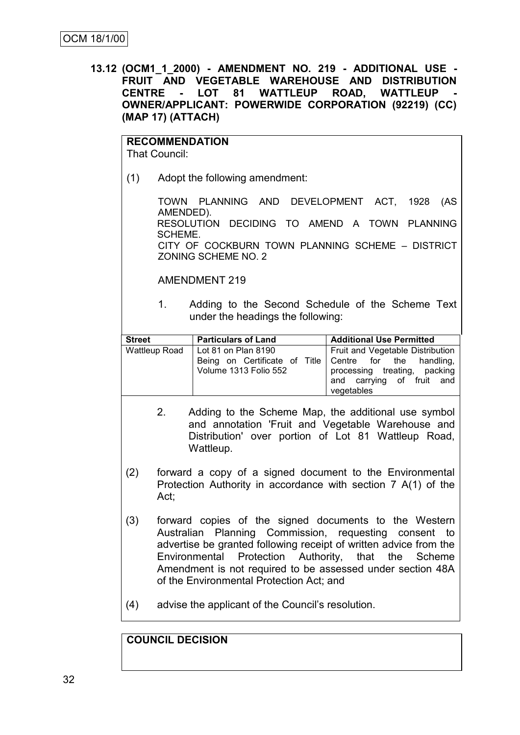**13.12 (OCM1_1_2000) - AMENDMENT NO. 219 - ADDITIONAL USE - FRUIT AND VEGETABLE WAREHOUSE AND DISTRIBUTION CENTRE - LOT 81 WATTLEUP ROAD, WATTLEUP - OWNER/APPLICANT: POWERWIDE CORPORATION (92219) (CC) (MAP 17) (ATTACH)**

**RECOMMENDATION**
That Council:

(1) Adopt the following amendment:

TOWN PLANNING AND DEVELOPMENT ACT, 1928 (AS AMENDED).
RESOLUTION DECIDING TO AMEND A TOWN PLANNING SCHEME.
CITY OF COCKBURN TOWN PLANNING SCHEME – DISTRICT ZONING SCHEME NO. 2

AMENDMENT 219

1. Adding to the Second Schedule of the Scheme Text under the headings the following:

| Street | Particulars of Land | Additional Use Permitted |
|---|---|---|
| Wattleup Road | Lot 81 on Plan 8190 Being on Certificate of Title Volume 1313 Folio 552 | Fruit and Vegetable Distribution Centre for the handling, processing treating, packing and carrying of fruit and vegetables |

2. Adding to the Scheme Map, the additional use symbol and annotation 'Fruit and Vegetable Warehouse and Distribution' over portion of Lot 81 Wattleup Road, Wattleup.

(2) forward a copy of a signed document to the Environmental Protection Authority in accordance with section 7 A(1) of the Act;

(3) forward copies of the signed documents to the Western Australian Planning Commission, requesting consent to advertise be granted following receipt of written advice from the Environmental Protection Authority, that the Scheme Amendment is not required to be assessed under section 48A of the Environmental Protection Act; and

(4) advise the applicant of the Council's resolution.

**COUNCIL DECISION**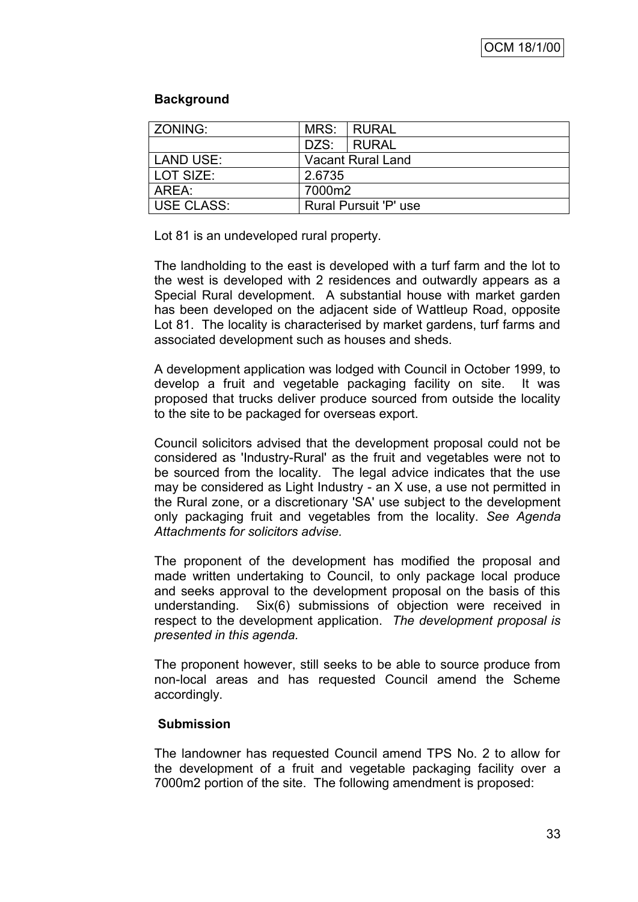### Background

| ZONING: | MRS: | RURAL |
|---|---|---|
| | DZS: | RURAL |
| LAND USE: | Vacant Rural Land | |
| LOT SIZE: | 2.6735 | |
| AREA: | 7000m2 | |
| USE CLASS: | Rural Pursuit 'P' use | |

Lot 81 is an undeveloped rural property.

The landholding to the east is developed with a turf farm and the lot to the west is developed with 2 residences and outwardly appears as a Special Rural development. A substantial house with market garden has been developed on the adjacent side of Wattleup Road, opposite Lot 81. The locality is characterised by market gardens, turf farms and associated development such as houses and sheds.

A development application was lodged with Council in October 1999, to develop a fruit and vegetable packaging facility on site. It was proposed that trucks deliver produce sourced from outside the locality to the site to be packaged for overseas export.

Council solicitors advised that the development proposal could not be considered as 'Industry-Rural' as the fruit and vegetables were not to be sourced from the locality. The legal advice indicates that the use may be considered as Light Industry - an X use, a use not permitted in the Rural zone, or a discretionary 'SA' use subject to the development only packaging fruit and vegetables from the locality. *See Agenda Attachments for solicitors advise.*

The proponent of the development has modified the proposal and made written undertaking to Council, to only package local produce and seeks approval to the development proposal on the basis of this understanding. Six(6) submissions of objection were received in respect to the development application. *The development proposal is presented in this agenda.*

The proponent however, still seeks to be able to source produce from non-local areas and has requested Council amend the Scheme accordingly.

### Submission

The landowner has requested Council amend TPS No. 2 to allow for the development of a fruit and vegetable packaging facility over a 7000m2 portion of the site. The following amendment is proposed: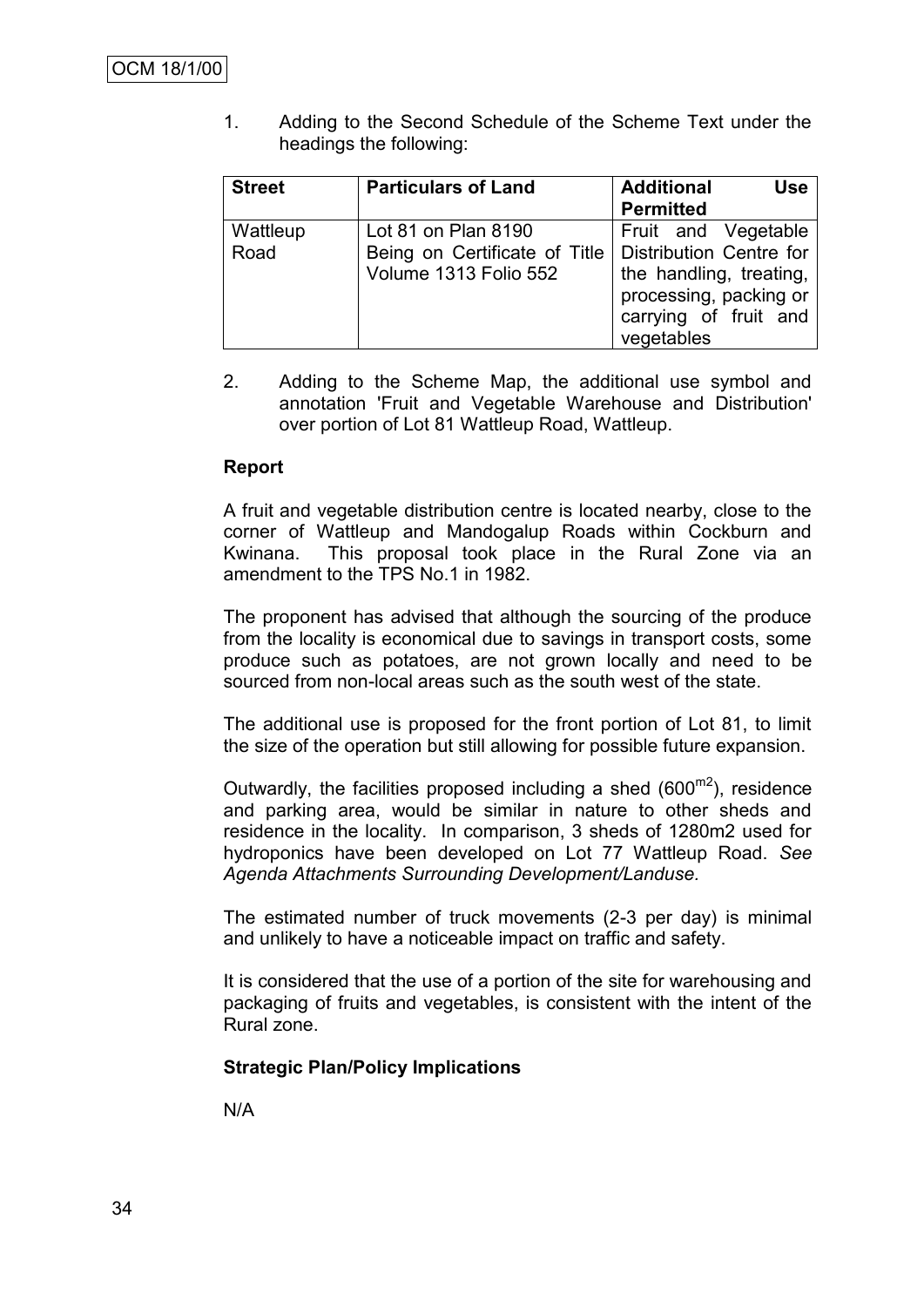1. Adding to the Second Schedule of the Scheme Text under the headings the following:

| Street | Particulars of Land | Additional Use Permitted |
|---|---|---|
| Wattleup Road | Lot 81 on Plan 8190 Being on Certificate of Title Volume 1313 Folio 552 | Fruit and Vegetable Distribution Centre for the handling, treating, processing, packing or carrying of fruit and vegetables |

2. Adding to the Scheme Map, the additional use symbol and annotation 'Fruit and Vegetable Warehouse and Distribution' over portion of Lot 81 Wattleup Road, Wattleup.

**Report**

A fruit and vegetable distribution centre is located nearby, close to the corner of Wattleup and Mandogalup Roads within Cockburn and Kwinana. This proposal took place in the Rural Zone via an amendment to the TPS No.1 in 1982.

The proponent has advised that although the sourcing of the produce from the locality is economical due to savings in transport costs, some produce such as potatoes, are not grown locally and need to be sourced from non-local areas such as the south west of the state.

The additional use is proposed for the front portion of Lot 81, to limit the size of the operation but still allowing for possible future expansion.

Outwardly, the facilities proposed including a shed ($600^{m2}$), residence and parking area, would be similar in nature to other sheds and residence in the locality. In comparison, 3 sheds of 1280m2 used for hydroponics have been developed on Lot 77 Wattleup Road. *See Agenda Attachments Surrounding Development/Landuse.*

The estimated number of truck movements (2-3 per day) is minimal and unlikely to have a noticeable impact on traffic and safety.

It is considered that the use of a portion of the site for warehousing and packaging of fruits and vegetables, is consistent with the intent of the Rural zone.

**Strategic Plan/Policy Implications**

N/A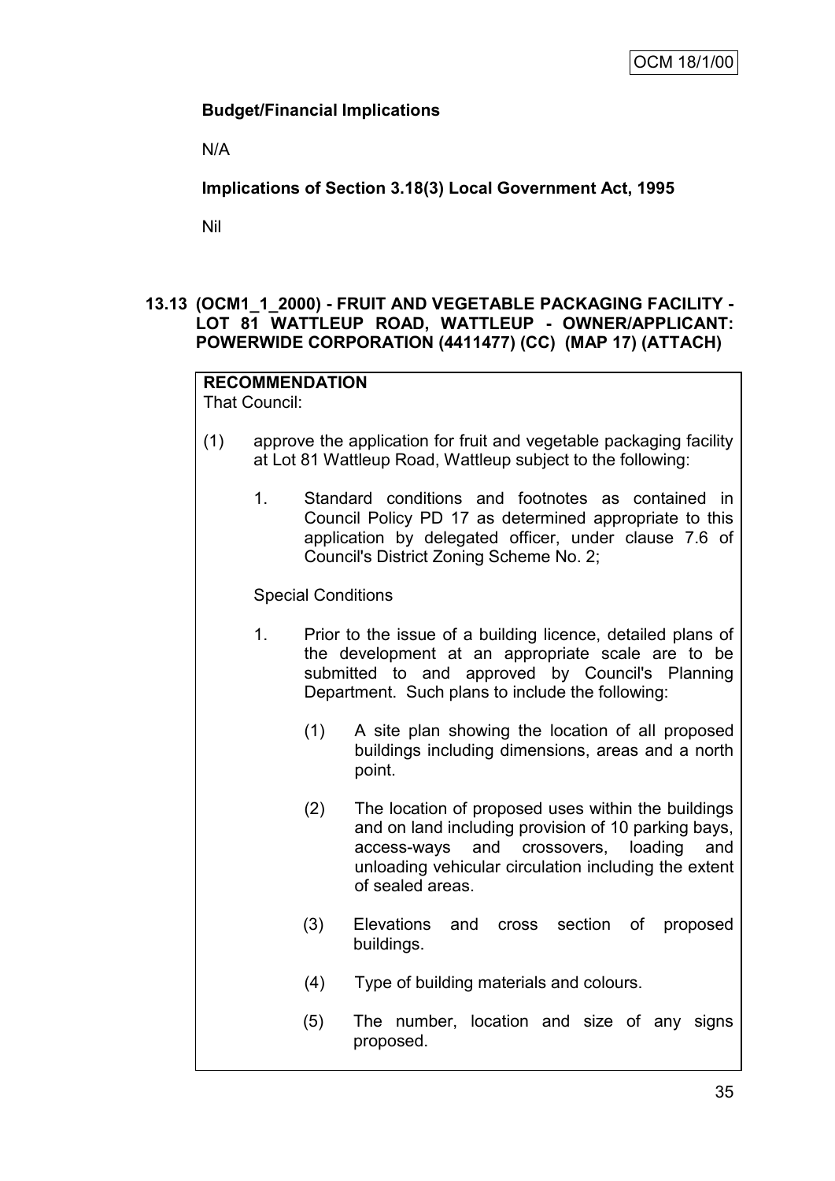**Budget/Financial Implications**

N/A

**Implications of Section 3.18(3) Local Government Act, 1995**

Nil

## 13.13 (OCM1_1_2000) - FRUIT AND VEGETABLE PACKAGING FACILITY - LOT 81 WATTLEUP ROAD, WATTLEUP - OWNER/APPLICANT: POWERWIDE CORPORATION (4411477) (CC) (MAP 17) (ATTACH)

**RECOMMENDATION**

That Council:

(1) approve the application for fruit and vegetable packaging facility at Lot 81 Wattleup Road, Wattleup subject to the following:

1. Standard conditions and footnotes as contained in Council Policy PD 17 as determined appropriate to this application by delegated officer, under clause 7.6 of Council's District Zoning Scheme No. 2;

Special Conditions

1. Prior to the issue of a building licence, detailed plans of the development at an appropriate scale are to be submitted to and approved by Council's Planning Department. Such plans to include the following:

   (1) A site plan showing the location of all proposed buildings including dimensions, areas and a north point.

   (2) The location of proposed uses within the buildings and on land including provision of 10 parking bays, access-ways and crossovers, loading and unloading vehicular circulation including the extent of sealed areas.

   (3) Elevations and cross section of proposed buildings.

   (4) Type of building materials and colours.

   (5) The number, location and size of any signs proposed.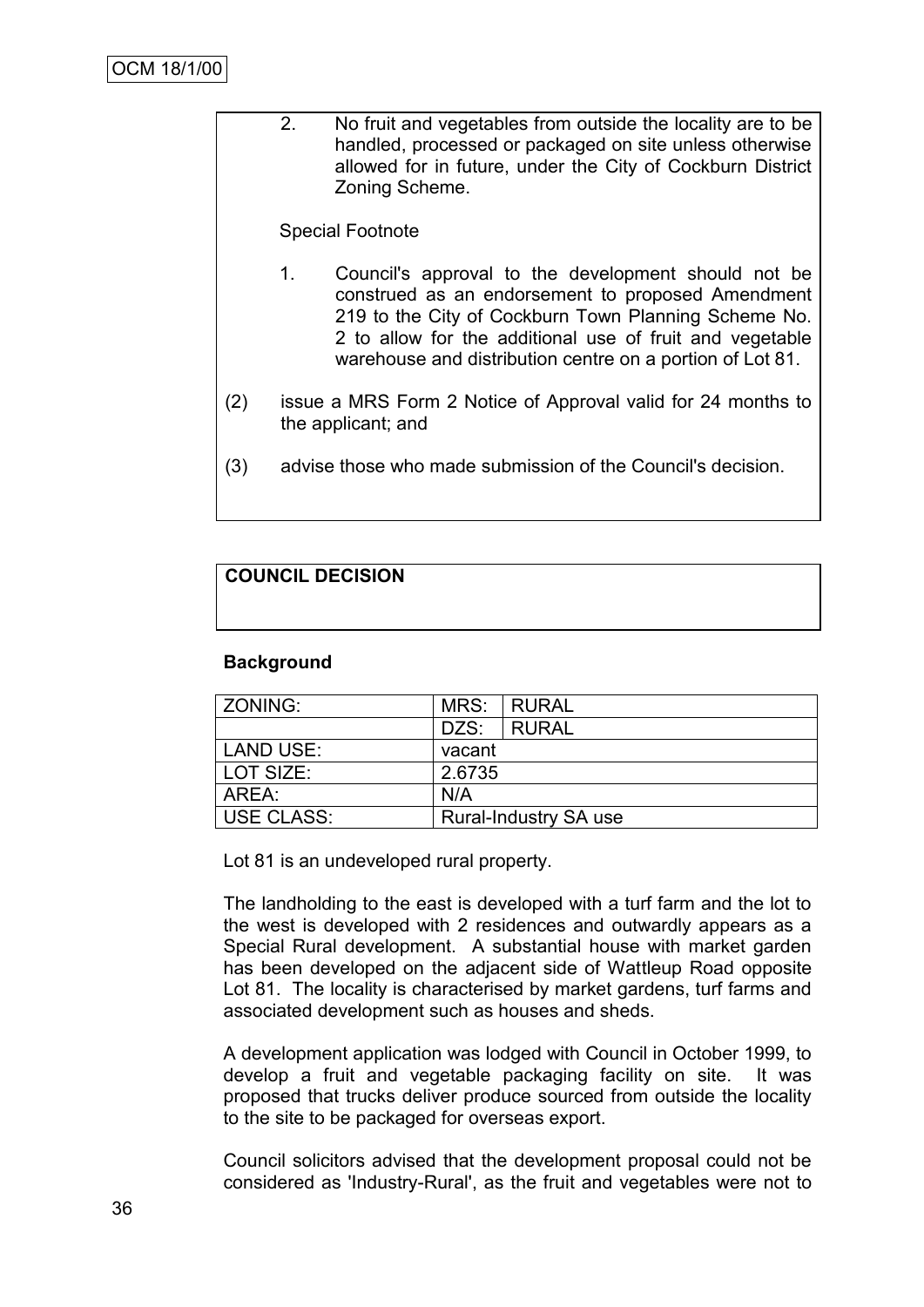2. No fruit and vegetables from outside the locality are to be handled, processed or packaged on site unless otherwise allowed for in future, under the City of Cockburn District Zoning Scheme.

Special Footnote

1. Council's approval to the development should not be construed as an endorsement to proposed Amendment 219 to the City of Cockburn Town Planning Scheme No. 2 to allow for the additional use of fruit and vegetable warehouse and distribution centre on a portion of Lot 81.

(2) issue a MRS Form 2 Notice of Approval valid for 24 months to the applicant; and

(3) advise those who made submission of the Council's decision.

**COUNCIL DECISION**

**Background**

| ZONING: | MRS: | RURAL |
|---|---|---|
| | DZS: | RURAL |
| LAND USE: | vacant | |
| LOT SIZE: | 2.6735 | |
| AREA: | N/A | |
| USE CLASS: | Rural-Industry SA use | |

Lot 81 is an undeveloped rural property.

The landholding to the east is developed with a turf farm and the lot to the west is developed with 2 residences and outwardly appears as a Special Rural development. A substantial house with market garden has been developed on the adjacent side of Wattleup Road opposite Lot 81. The locality is characterised by market gardens, turf farms and associated development such as houses and sheds.

A development application was lodged with Council in October 1999, to develop a fruit and vegetable packaging facility on site. It was proposed that trucks deliver produce sourced from outside the locality to the site to be packaged for overseas export.

Council solicitors advised that the development proposal could not be considered as 'Industry-Rural', as the fruit and vegetables were not to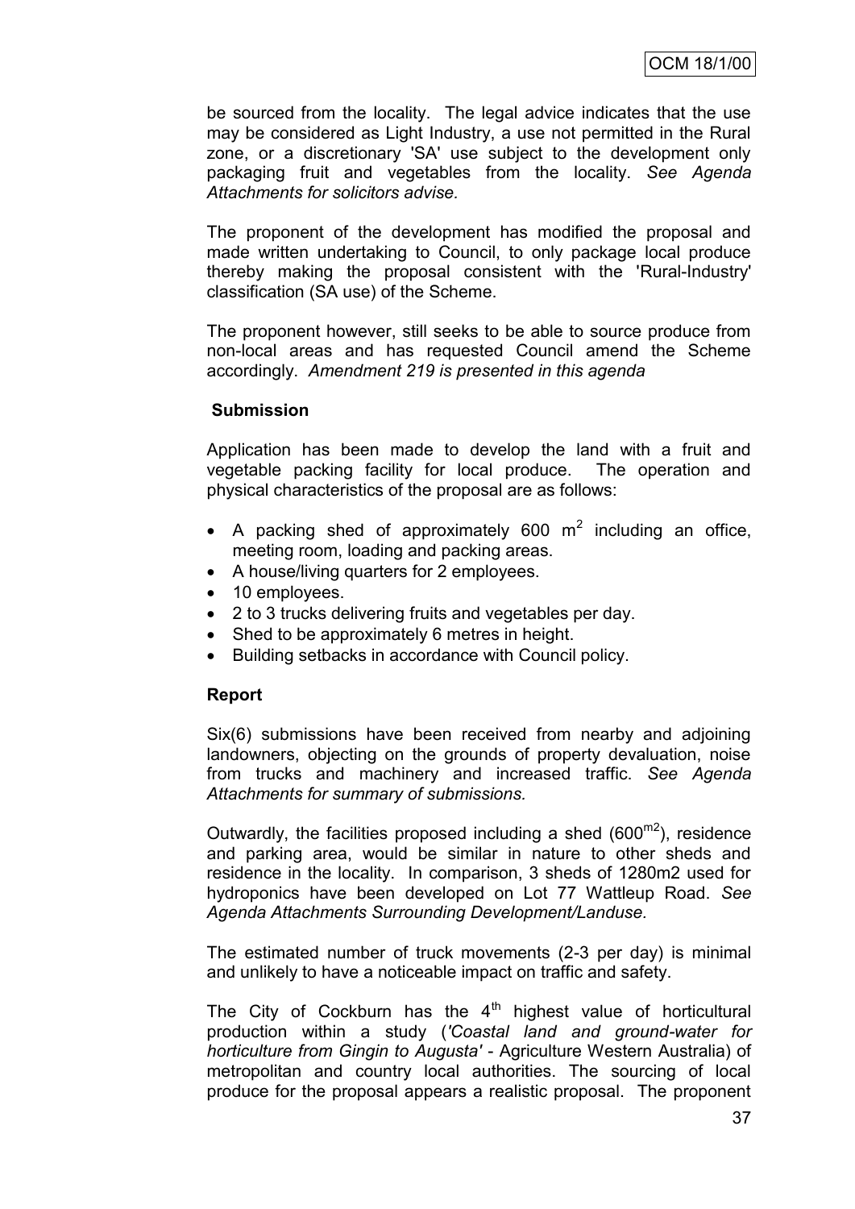be sourced from the locality. The legal advice indicates that the use may be considered as Light Industry, a use not permitted in the Rural zone, or a discretionary 'SA' use subject to the development only packaging fruit and vegetables from the locality. *See Agenda Attachments for solicitors advise.*

The proponent of the development has modified the proposal and made written undertaking to Council, to only package local produce thereby making the proposal consistent with the 'Rural-Industry' classification (SA use) of the Scheme.

The proponent however, still seeks to be able to source produce from non-local areas and has requested Council amend the Scheme accordingly. *Amendment 219 is presented in this agenda*

**Submission**

Application has been made to develop the land with a fruit and vegetable packing facility for local produce. The operation and physical characteristics of the proposal are as follows:

- A packing shed of approximately 600 $m^2$ including an office, meeting room, loading and packing areas.
- A house/living quarters for 2 employees.
- 10 employees.
- 2 to 3 trucks delivering fruits and vegetables per day.
- Shed to be approximately 6 metres in height.
- Building setbacks in accordance with Council policy.

**Report**

Six(6) submissions have been received from nearby and adjoining landowners, objecting on the grounds of property devaluation, noise from trucks and machinery and increased traffic. *See Agenda Attachments for summary of submissions.*

Outwardly, the facilities proposed including a shed ($600^{m2}$), residence and parking area, would be similar in nature to other sheds and residence in the locality. In comparison, 3 sheds of 1280m2 used for hydroponics have been developed on Lot 77 Wattleup Road. *See Agenda Attachments Surrounding Development/Landuse.*

The estimated number of truck movements (2-3 per day) is minimal and unlikely to have a noticeable impact on traffic and safety.

The City of Cockburn has the $4^{th}$ highest value of horticultural production within a study (*'Coastal land and ground-water for horticulture from Gingin to Augusta'* - Agriculture Western Australia) of metropolitan and country local authorities. The sourcing of local produce for the proposal appears a realistic proposal. The proponent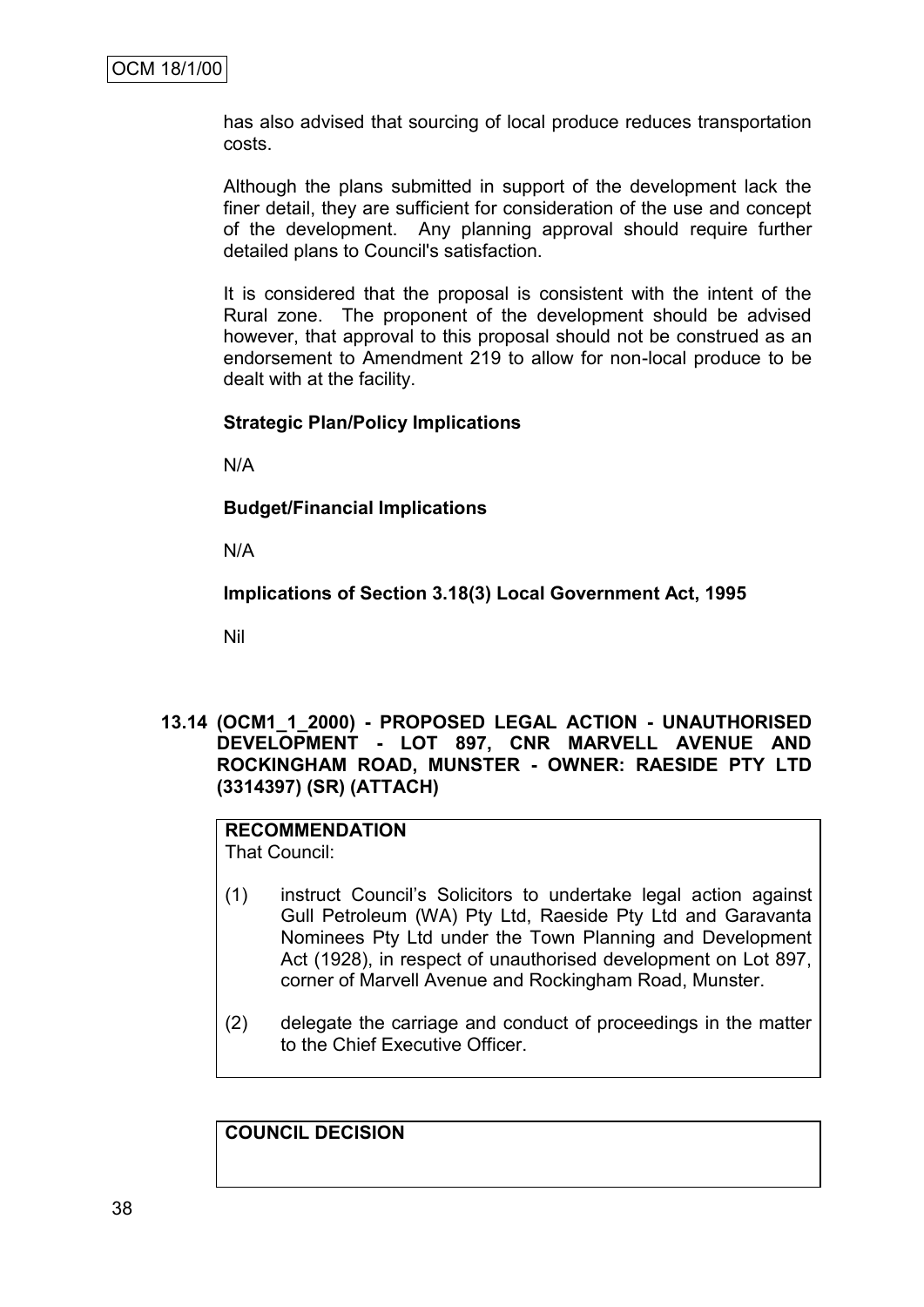has also advised that sourcing of local produce reduces transportation costs.

Although the plans submitted in support of the development lack the finer detail, they are sufficient for consideration of the use and concept of the development. Any planning approval should require further detailed plans to Council's satisfaction.

It is considered that the proposal is consistent with the intent of the Rural zone. The proponent of the development should be advised however, that approval to this proposal should not be construed as an endorsement to Amendment 219 to allow for non-local produce to be dealt with at the facility.

**Strategic Plan/Policy Implications**

N/A

**Budget/Financial Implications**

N/A

**Implications of Section 3.18(3) Local Government Act, 1995**

Nil

## 13.14 (OCM1_1_2000) - PROPOSED LEGAL ACTION - UNAUTHORISED DEVELOPMENT - LOT 897, CNR MARVELL AVENUE AND ROCKINGHAM ROAD, MUNSTER - OWNER: RAESIDE PTY LTD (3314397) (SR) (ATTACH)

**RECOMMENDATION**
That Council:

(1) instruct Council's Solicitors to undertake legal action against Gull Petroleum (WA) Pty Ltd, Raeside Pty Ltd and Garavanta Nominees Pty Ltd under the Town Planning and Development Act (1928), in respect of unauthorised development on Lot 897, corner of Marvell Avenue and Rockingham Road, Munster.

(2) delegate the carriage and conduct of proceedings in the matter to the Chief Executive Officer.

**COUNCIL DECISION**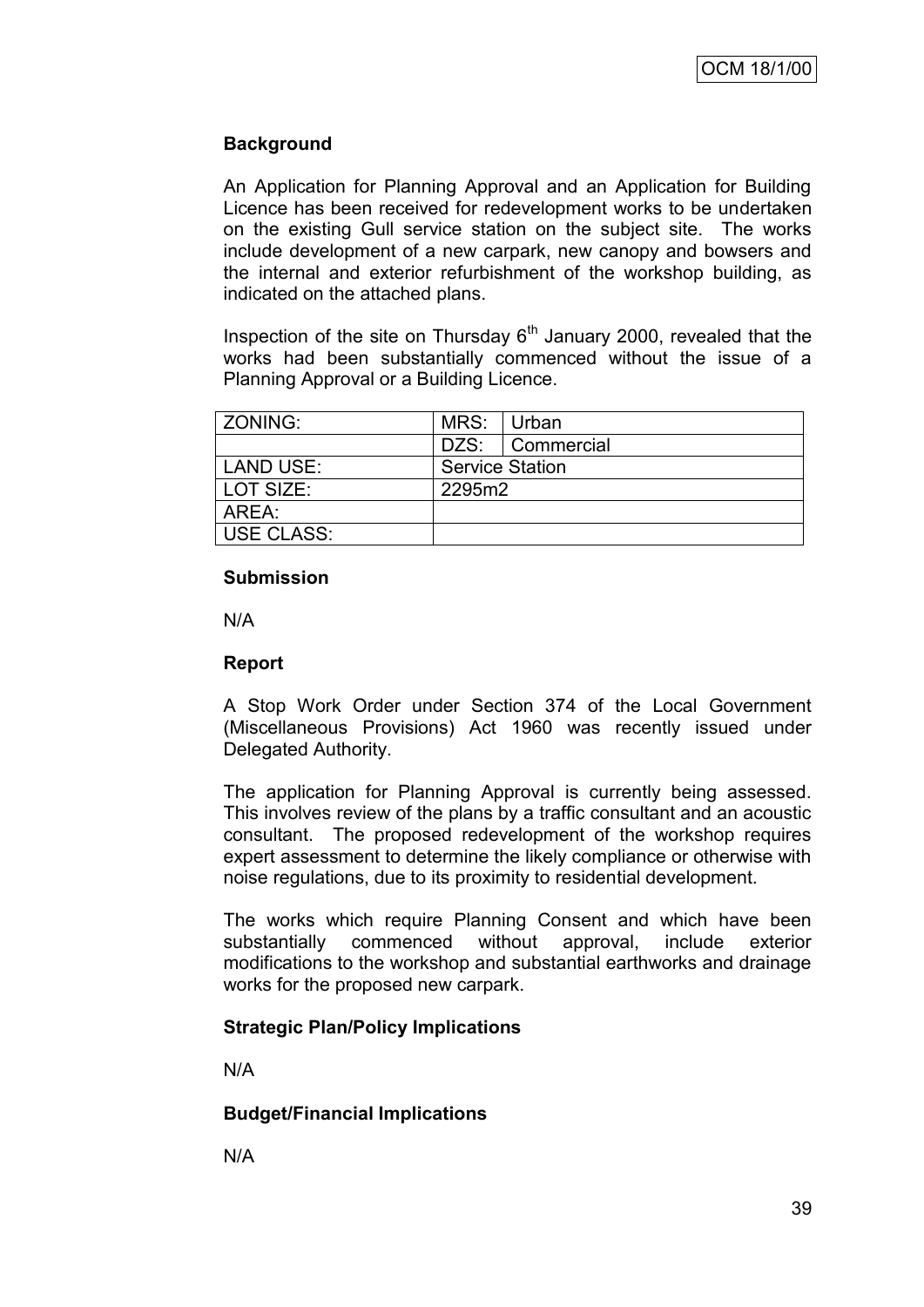OCM 18/1/00

**Background**

An Application for Planning Approval and an Application for Building Licence has been received for redevelopment works to be undertaken on the existing Gull service station on the subject site. The works include development of a new carpark, new canopy and bowsers and the internal and exterior refurbishment of the workshop building, as indicated on the attached plans.

Inspection of the site on Thursday 6th January 2000, revealed that the works had been substantially commenced without the issue of a Planning Approval or a Building Licence.

| ZONING: | MRS: | Urban |
|---|---|---|
| | DZS: | Commercial |
| LAND USE: | Service Station | |
| LOT SIZE: | 2295m2 | |
| AREA: | | |
| USE CLASS: | | |

**Submission**

N/A

**Report**

A Stop Work Order under Section 374 of the Local Government (Miscellaneous Provisions) Act 1960 was recently issued under Delegated Authority.

The application for Planning Approval is currently being assessed. This involves review of the plans by a traffic consultant and an acoustic consultant. The proposed redevelopment of the workshop requires expert assessment to determine the likely compliance or otherwise with noise regulations, due to its proximity to residential development.

The works which require Planning Consent and which have been substantially commenced without approval, include exterior modifications to the workshop and substantial earthworks and drainage works for the proposed new carpark.

**Strategic Plan/Policy Implications**

N/A

**Budget/Financial Implications**

N/A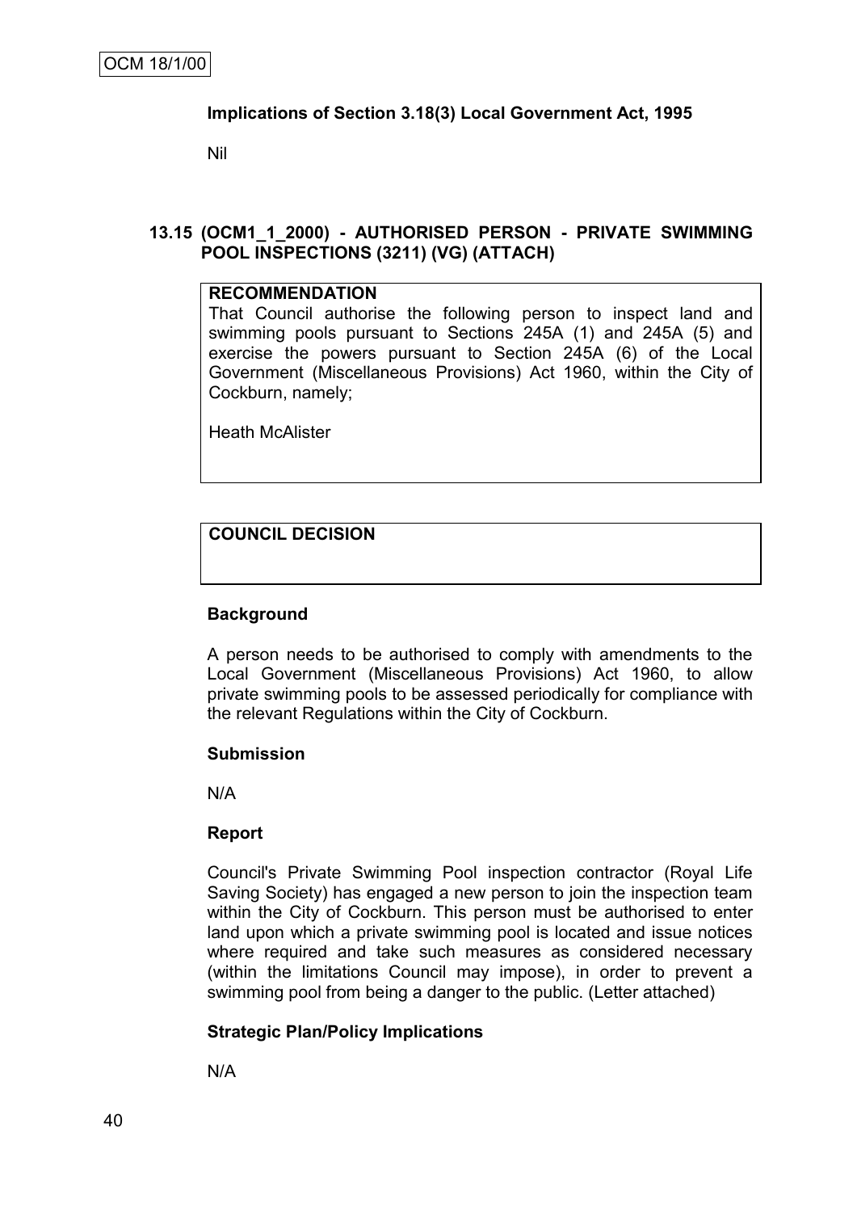### Implications of Section 3.18(3) Local Government Act, 1995

Nil

## 13.15 (OCM1_1_2000) - AUTHORISED PERSON - PRIVATE SWIMMING POOL INSPECTIONS (3211) (VG) (ATTACH)

**RECOMMENDATION**

That Council authorise the following person to inspect land and swimming pools pursuant to Sections 245A (1) and 245A (5) and exercise the powers pursuant to Section 245A (6) of the Local Government (Miscellaneous Provisions) Act 1960, within the City of Cockburn, namely;

Heath McAlister

**COUNCIL DECISION**

### Background

A person needs to be authorised to comply with amendments to the Local Government (Miscellaneous Provisions) Act 1960, to allow private swimming pools to be assessed periodically for compliance with the relevant Regulations within the City of Cockburn.

### Submission

N/A

### Report

Council's Private Swimming Pool inspection contractor (Royal Life Saving Society) has engaged a new person to join the inspection team within the City of Cockburn. This person must be authorised to enter land upon which a private swimming pool is located and issue notices where required and take such measures as considered necessary (within the limitations Council may impose), in order to prevent a swimming pool from being a danger to the public. (Letter attached)

### Strategic Plan/Policy Implications

N/A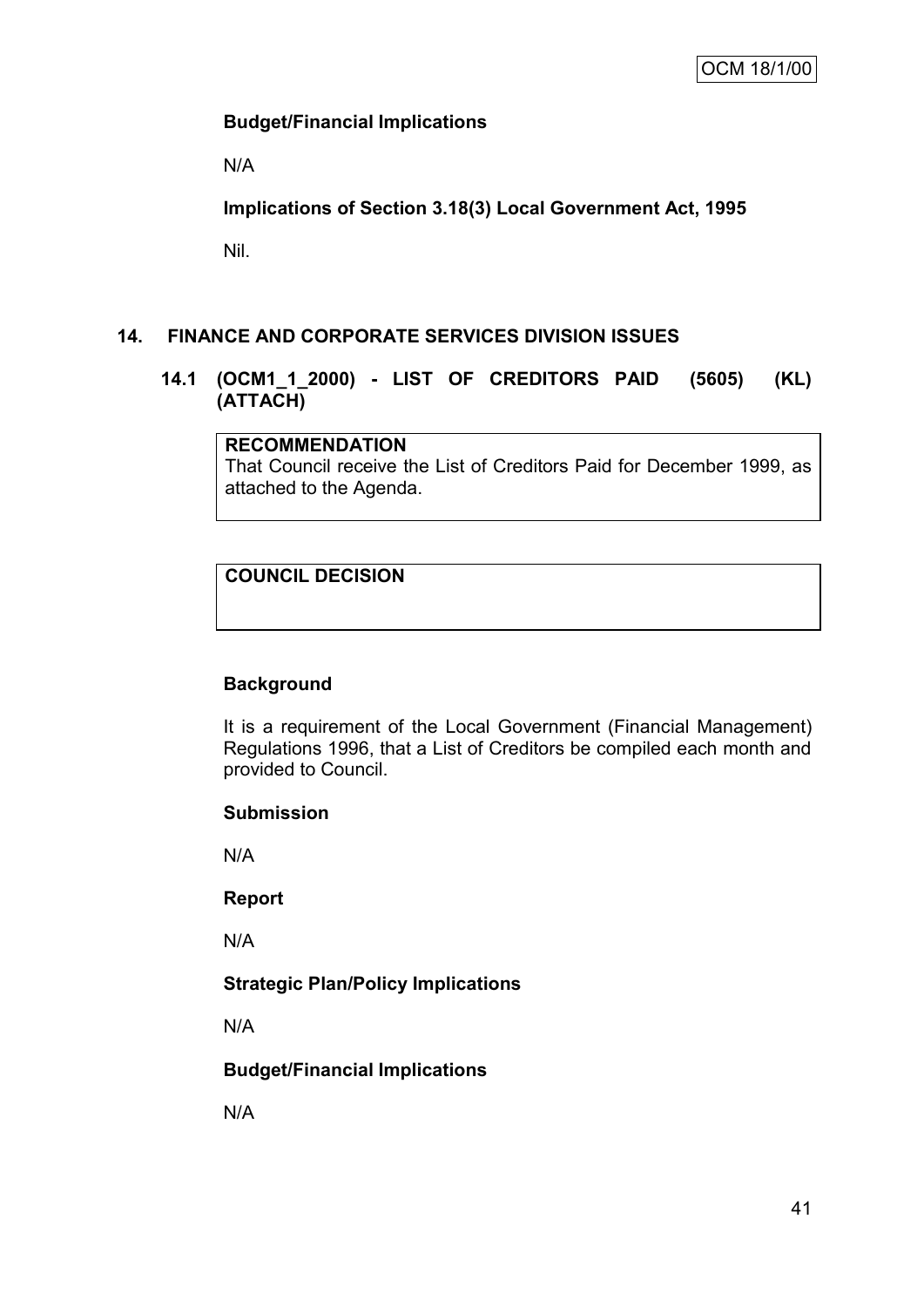**Budget/Financial Implications**

N/A

**Implications of Section 3.18(3) Local Government Act, 1995**

Nil.

## 14. FINANCE AND CORPORATE SERVICES DIVISION ISSUES

### 14.1 (OCM1_1_2000) - LIST OF CREDITORS PAID (5605) (KL) (ATTACH)

**RECOMMENDATION**

That Council receive the List of Creditors Paid for December 1999, as attached to the Agenda.

**COUNCIL DECISION**

**Background**

It is a requirement of the Local Government (Financial Management) Regulations 1996, that a List of Creditors be compiled each month and provided to Council.

**Submission**

N/A

**Report**

N/A

**Strategic Plan/Policy Implications**

N/A

**Budget/Financial Implications**

N/A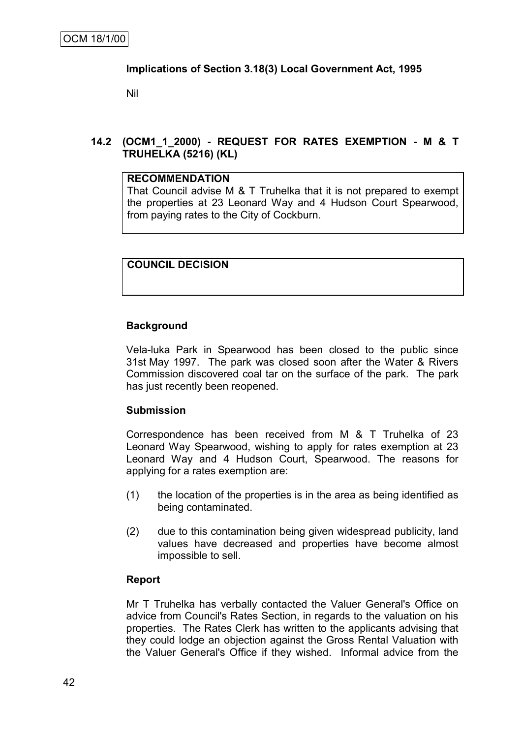**Implications of Section 3.18(3) Local Government Act, 1995**

Nil

### 14.2 (OCM1_1_2000) - REQUEST FOR RATES EXEMPTION - M & T TRUHELKA (5216) (KL)

| **RECOMMENDATION** |
|---|
| That Council advise M & T Truhelka that it is not prepared to exempt the properties at 23 Leonard Way and 4 Hudson Court Spearwood, from paying rates to the City of Cockburn. |

| **COUNCIL DECISION** |
|---|
| |

**Background**

Vela-luka Park in Spearwood has been closed to the public since 31st May 1997. The park was closed soon after the Water & Rivers Commission discovered coal tar on the surface of the park. The park has just recently been reopened.

**Submission**

Correspondence has been received from M & T Truhelka of 23 Leonard Way Spearwood, wishing to apply for rates exemption at 23 Leonard Way and 4 Hudson Court, Spearwood. The reasons for applying for a rates exemption are:

(1) the location of the properties is in the area as being identified as being contaminated.

(2) due to this contamination being given widespread publicity, land values have decreased and properties have become almost impossible to sell.

**Report**

Mr T Truhelka has verbally contacted the Valuer General's Office on advice from Council's Rates Section, in regards to the valuation on his properties. The Rates Clerk has written to the applicants advising that they could lodge an objection against the Gross Rental Valuation with the Valuer General's Office if they wished. Informal advice from the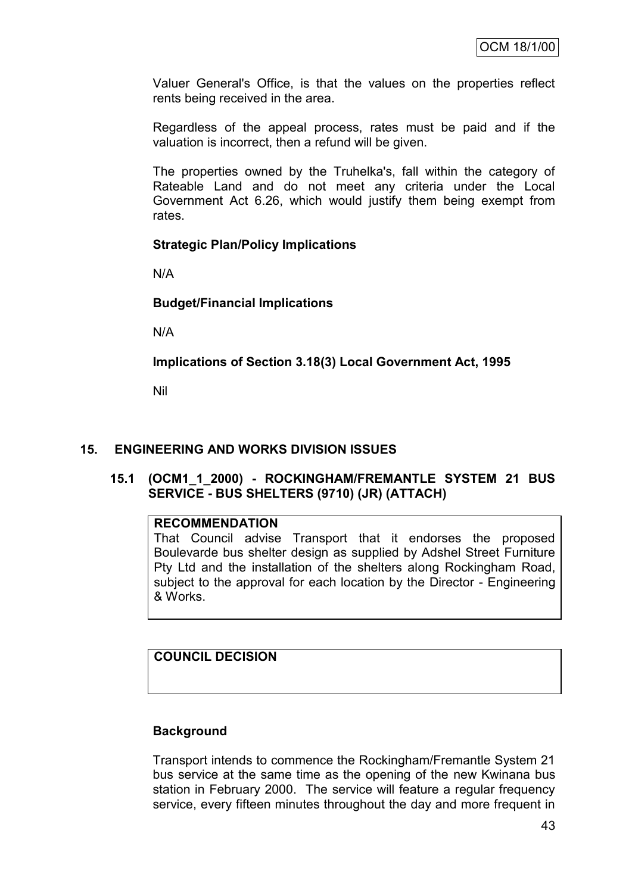Valuer General's Office, is that the values on the properties reflect rents being received in the area.

Regardless of the appeal process, rates must be paid and if the valuation is incorrect, then a refund will be given.

The properties owned by the Truhelka's, fall within the category of Rateable Land and do not meet any criteria under the Local Government Act 6.26, which would justify them being exempt from rates.

**Strategic Plan/Policy Implications**

N/A

**Budget/Financial Implications**

N/A

**Implications of Section 3.18(3) Local Government Act, 1995**

Nil

## 15. ENGINEERING AND WORKS DIVISION ISSUES

### 15.1 (OCM1_1_2000) - ROCKINGHAM/FREMANTLE SYSTEM 21 BUS SERVICE - BUS SHELTERS (9710) (JR) (ATTACH)

**RECOMMENDATION**

That Council advise Transport that it endorses the proposed Boulevarde bus shelter design as supplied by Adshel Street Furniture Pty Ltd and the installation of the shelters along Rockingham Road, subject to the approval for each location by the Director - Engineering & Works.

**COUNCIL DECISION**

**Background**

Transport intends to commence the Rockingham/Fremantle System 21 bus service at the same time as the opening of the new Kwinana bus station in February 2000. The service will feature a regular frequency service, every fifteen minutes throughout the day and more frequent in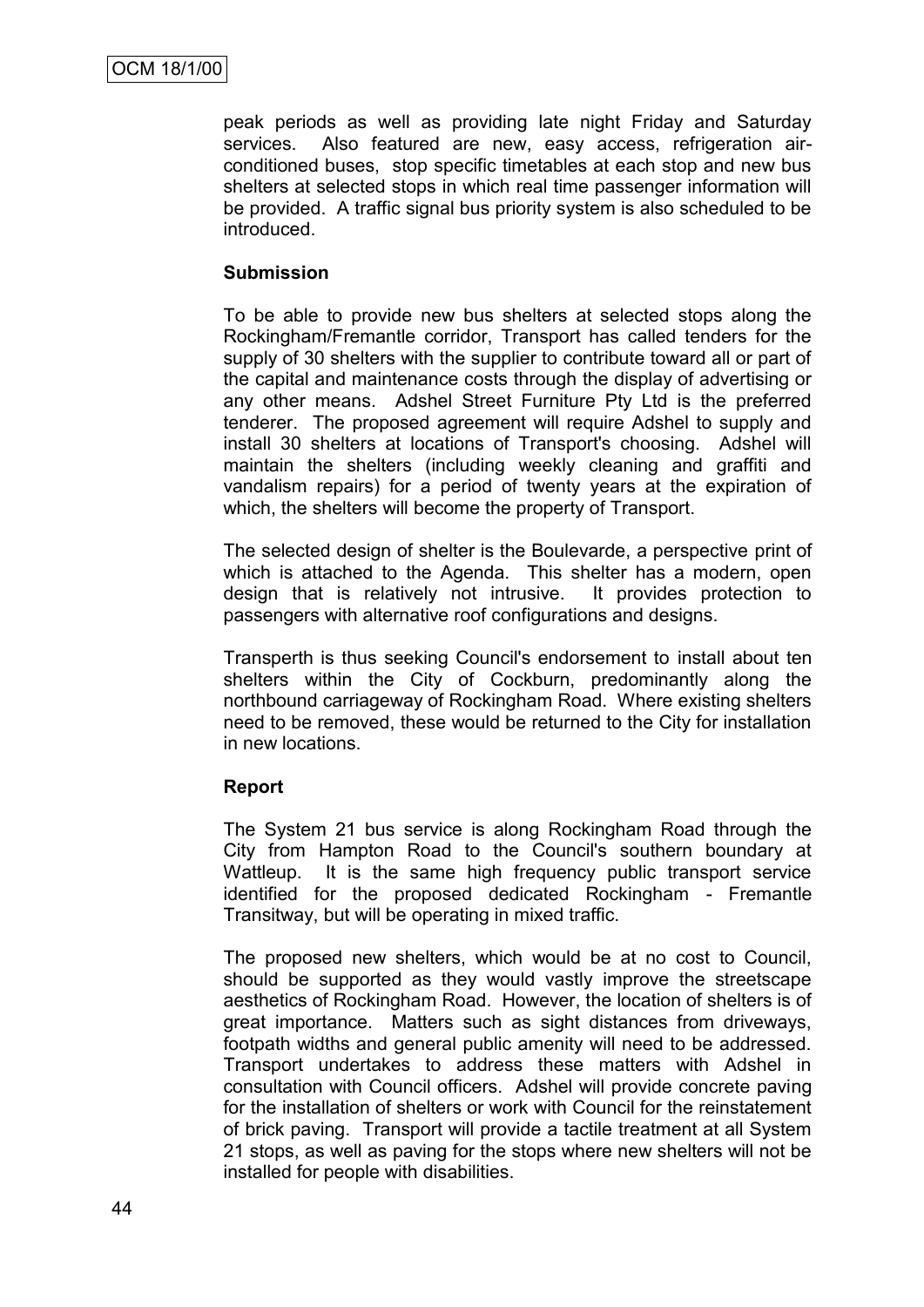peak periods as well as providing late night Friday and Saturday services. Also featured are new, easy access, refrigeration air-conditioned buses, stop specific timetables at each stop and new bus shelters at selected stops in which real time passenger information will be provided. A traffic signal bus priority system is also scheduled to be introduced.

**Submission**

To be able to provide new bus shelters at selected stops along the Rockingham/Fremantle corridor, Transport has called tenders for the supply of 30 shelters with the supplier to contribute toward all or part of the capital and maintenance costs through the display of advertising or any other means. Adshel Street Furniture Pty Ltd is the preferred tenderer. The proposed agreement will require Adshel to supply and install 30 shelters at locations of Transport's choosing. Adshel will maintain the shelters (including weekly cleaning and graffiti and vandalism repairs) for a period of twenty years at the expiration of which, the shelters will become the property of Transport.

The selected design of shelter is the Boulevarde, a perspective print of which is attached to the Agenda. This shelter has a modern, open design that is relatively not intrusive. It provides protection to passengers with alternative roof configurations and designs.

Transperth is thus seeking Council's endorsement to install about ten shelters within the City of Cockburn, predominantly along the northbound carriageway of Rockingham Road. Where existing shelters need to be removed, these would be returned to the City for installation in new locations.

**Report**

The System 21 bus service is along Rockingham Road through the City from Hampton Road to the Council's southern boundary at Wattleup. It is the same high frequency public transport service identified for the proposed dedicated Rockingham - Fremantle Transitway, but will be operating in mixed traffic.

The proposed new shelters, which would be at no cost to Council, should be supported as they would vastly improve the streetscape aesthetics of Rockingham Road. However, the location of shelters is of great importance. Matters such as sight distances from driveways, footpath widths and general public amenity will need to be addressed. Transport undertakes to address these matters with Adshel in consultation with Council officers. Adshel will provide concrete paving for the installation of shelters or work with Council for the reinstatement of brick paving. Transport will provide a tactile treatment at all System 21 stops, as well as paving for the stops where new shelters will not be installed for people with disabilities.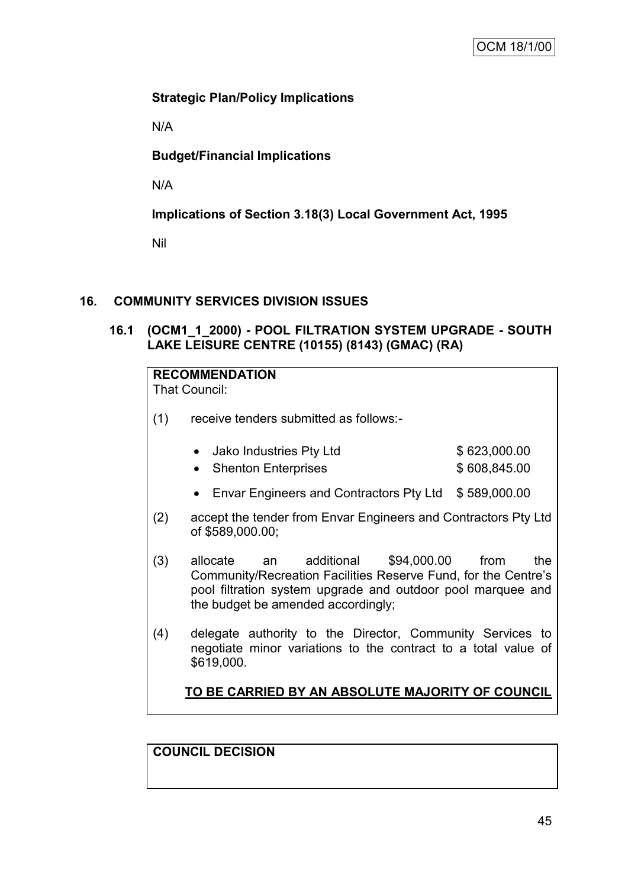**Strategic Plan/Policy Implications**

N/A

**Budget/Financial Implications**

N/A

**Implications of Section 3.18(3) Local Government Act, 1995**

Nil

## 16. COMMUNITY SERVICES DIVISION ISSUES

### 16.1 (OCM1_1_2000) - POOL FILTRATION SYSTEM UPGRADE - SOUTH LAKE LEISURE CENTRE (10155) (8143) (GMAC) (RA)

**RECOMMENDATION**

That Council:

(1) receive tenders submitted as follows:-

- Jako Industries Pty Ltd $ 623,000.00
- Shenton Enterprises $ 608,845.00
- Envar Engineers and Contractors Pty Ltd $ 589,000.00

(2) accept the tender from Envar Engineers and Contractors Pty Ltd of $589,000.00;

(3) allocate an additional $94,000.00 from the Community/Recreation Facilities Reserve Fund, for the Centre's pool filtration system upgrade and outdoor pool marquee and the budget be amended accordingly;

(4) delegate authority to the Director, Community Services to negotiate minor variations to the contract to a total value of $619,000.

**<u>TO BE CARRIED BY AN ABSOLUTE MAJORITY OF COUNCIL</u>**

**COUNCIL DECISION**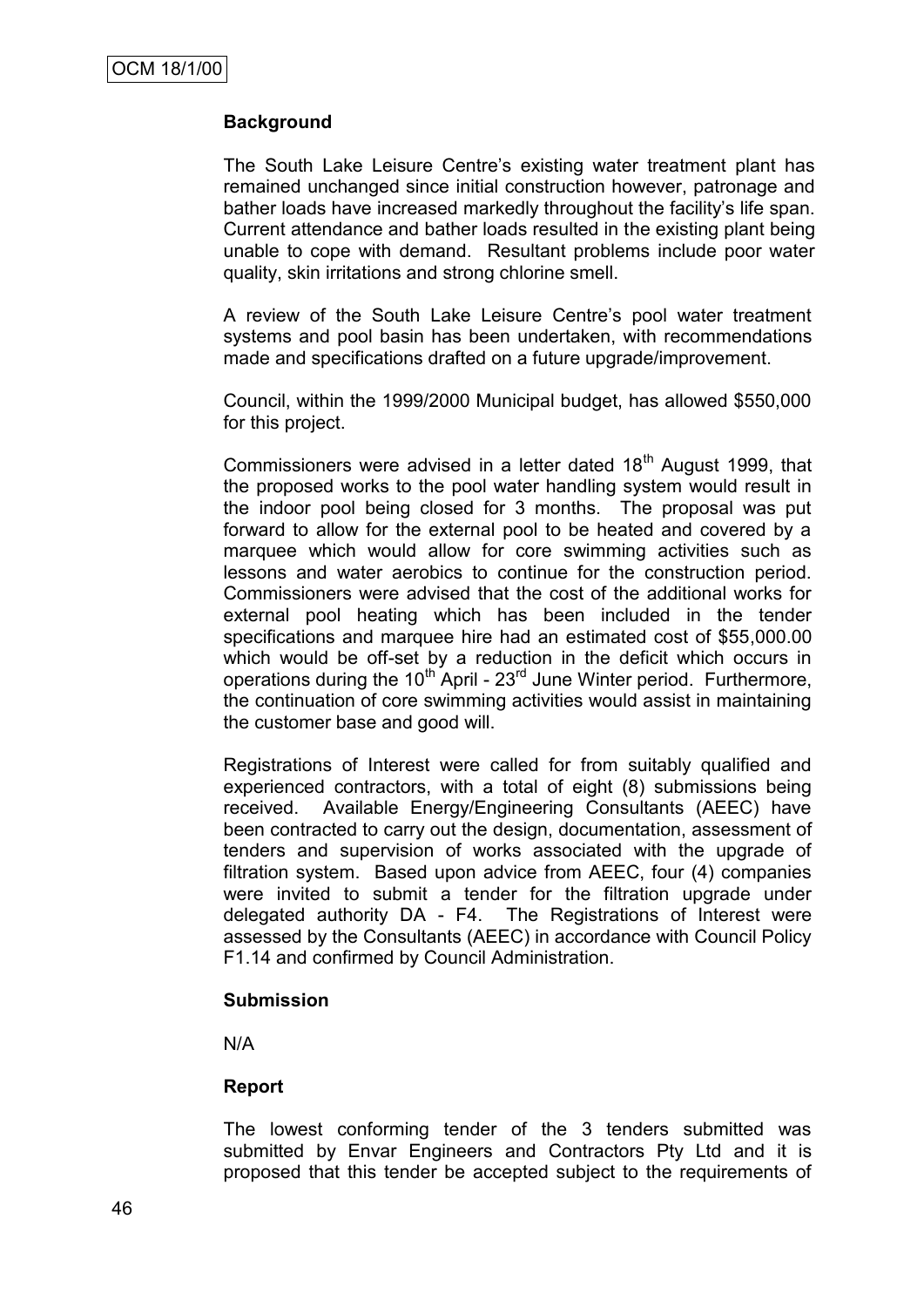### Background

The South Lake Leisure Centre's existing water treatment plant has remained unchanged since initial construction however, patronage and bather loads have increased markedly throughout the facility's life span. Current attendance and bather loads resulted in the existing plant being unable to cope with demand. Resultant problems include poor water quality, skin irritations and strong chlorine smell.

A review of the South Lake Leisure Centre's pool water treatment systems and pool basin has been undertaken, with recommendations made and specifications drafted on a future upgrade/improvement.

Council, within the 1999/2000 Municipal budget, has allowed \$550,000 for this project.

Commissioners were advised in a letter dated 18th August 1999, that the proposed works to the pool water handling system would result in the indoor pool being closed for 3 months. The proposal was put forward to allow for the external pool to be heated and covered by a marquee which would allow for core swimming activities such as lessons and water aerobics to continue for the construction period. Commissioners were advised that the cost of the additional works for external pool heating which has been included in the tender specifications and marquee hire had an estimated cost of \$55,000.00 which would be off-set by a reduction in the deficit which occurs in operations during the 10th April - 23rd June Winter period. Furthermore, the continuation of core swimming activities would assist in maintaining the customer base and good will.

Registrations of Interest were called for from suitably qualified and experienced contractors, with a total of eight (8) submissions being received. Available Energy/Engineering Consultants (AEEC) have been contracted to carry out the design, documentation, assessment of tenders and supervision of works associated with the upgrade of filtration system. Based upon advice from AEEC, four (4) companies were invited to submit a tender for the filtration upgrade under delegated authority DA - F4. The Registrations of Interest were assessed by the Consultants (AEEC) in accordance with Council Policy F1.14 and confirmed by Council Administration.

### Submission

N/A

### Report

The lowest conforming tender of the 3 tenders submitted was submitted by Envar Engineers and Contractors Pty Ltd and it is proposed that this tender be accepted subject to the requirements of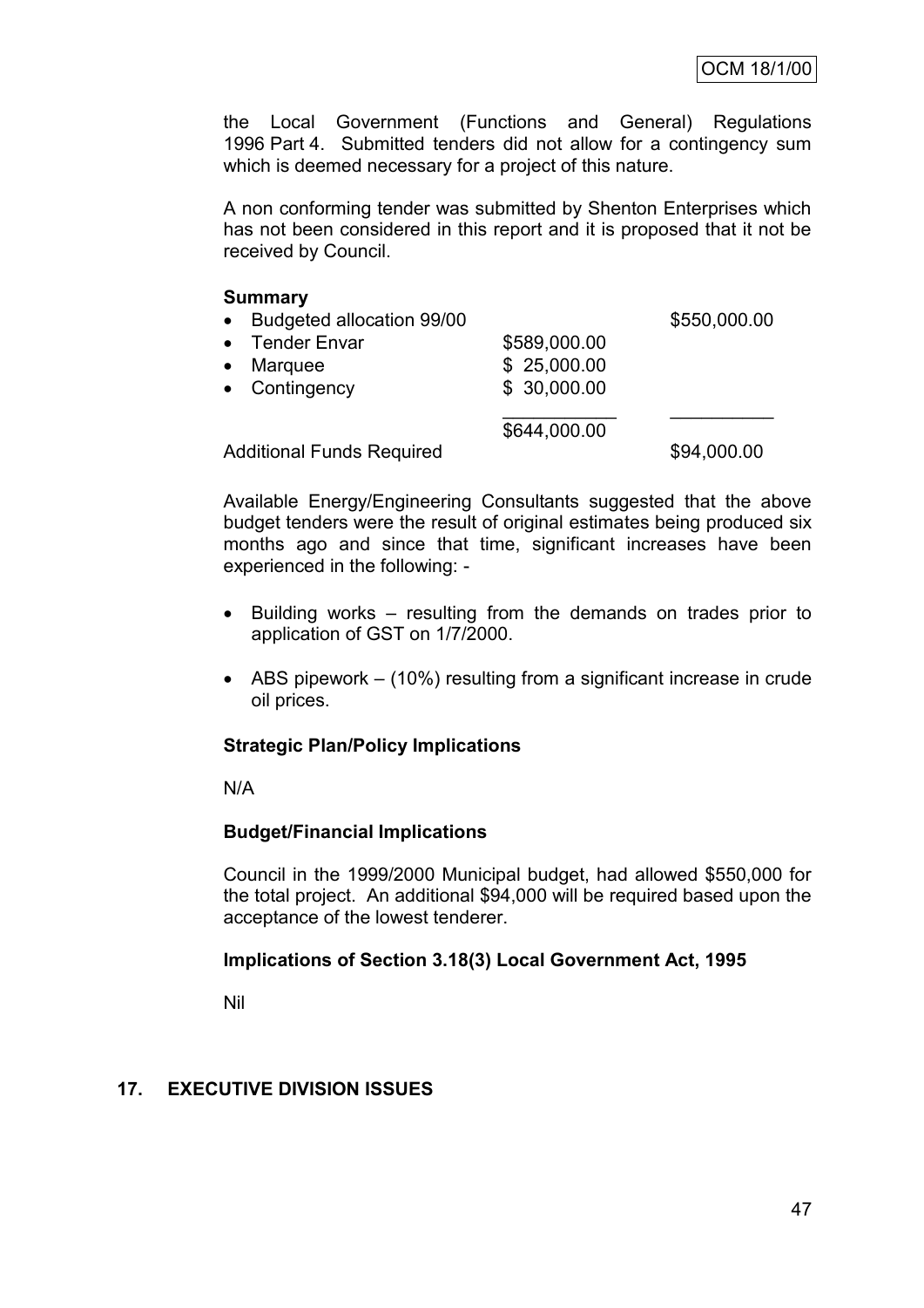the Local Government (Functions and General) Regulations 1996 Part 4. Submitted tenders did not allow for a contingency sum which is deemed necessary for a project of this nature.

A non conforming tender was submitted by Shenton Enterprises which has not been considered in this report and it is proposed that it not be received by Council.

**Summary**

| | | |
|---|---|---|
| • Budgeted allocation 99/00 | | \$550,000.00 |
| • Tender Envar | \$589,000.00 | |
| • Marquee | \$ 25,000.00 | |
| • Contingency | \$ 30,000.00 | |
| | \$644,000.00 | |
| Additional Funds Required | | \$94,000.00 |

Available Energy/Engineering Consultants suggested that the above budget tenders were the result of original estimates being produced six months ago and since that time, significant increases have been experienced in the following: -

- Building works – resulting from the demands on trades prior to application of GST on 1/7/2000.
- ABS pipework – (10%) resulting from a significant increase in crude oil prices.

**Strategic Plan/Policy Implications**

N/A

**Budget/Financial Implications**

Council in the 1999/2000 Municipal budget, had allowed \$550,000 for the total project. An additional \$94,000 will be required based upon the acceptance of the lowest tenderer.

**Implications of Section 3.18(3) Local Government Act, 1995**

Nil

## 17. EXECUTIVE DIVISION ISSUES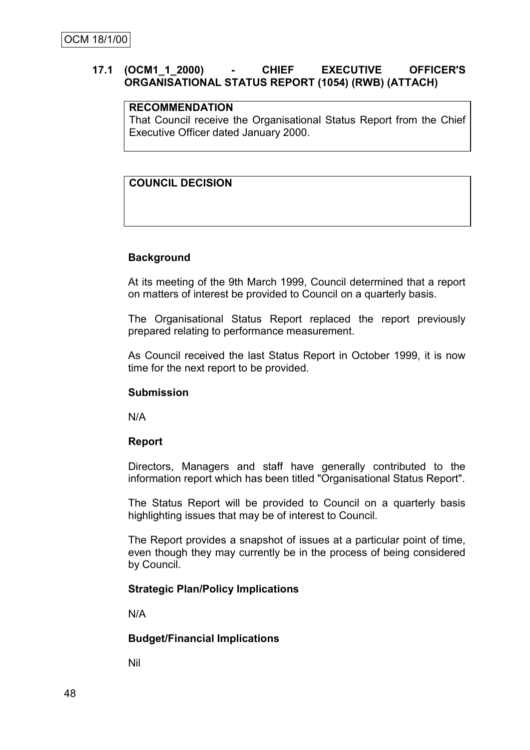### 17.1 (OCM1_1_2000) - CHIEF EXECUTIVE OFFICER'S ORGANISATIONAL STATUS REPORT (1054) (RWB) (ATTACH)

| **RECOMMENDATION** |
|---|
| That Council receive the Organisational Status Report from the Chief Executive Officer dated January 2000. |

| **COUNCIL DECISION** |
|---|
| |

**Background**

At its meeting of the 9th March 1999, Council determined that a report on matters of interest be provided to Council on a quarterly basis.

The Organisational Status Report replaced the report previously prepared relating to performance measurement.

As Council received the last Status Report in October 1999, it is now time for the next report to be provided.

**Submission**

N/A

**Report**

Directors, Managers and staff have generally contributed to the information report which has been titled "Organisational Status Report".

The Status Report will be provided to Council on a quarterly basis highlighting issues that may be of interest to Council.

The Report provides a snapshot of issues at a particular point of time, even though they may currently be in the process of being considered by Council.

**Strategic Plan/Policy Implications**

N/A

**Budget/Financial Implications**

Nil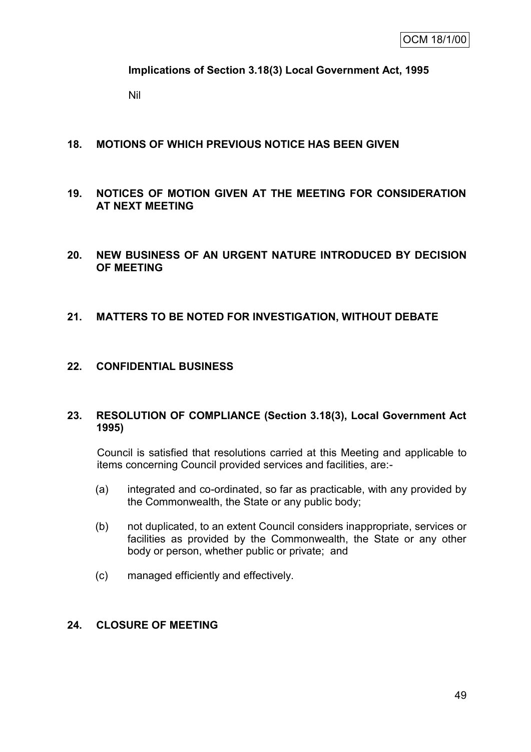**Implications of Section 3.18(3) Local Government Act, 1995**

Nil

## 18. MOTIONS OF WHICH PREVIOUS NOTICE HAS BEEN GIVEN

## 19. NOTICES OF MOTION GIVEN AT THE MEETING FOR CONSIDERATION AT NEXT MEETING

## 20. NEW BUSINESS OF AN URGENT NATURE INTRODUCED BY DECISION OF MEETING

## 21. MATTERS TO BE NOTED FOR INVESTIGATION, WITHOUT DEBATE

## 22. CONFIDENTIAL BUSINESS

## 23. RESOLUTION OF COMPLIANCE (Section 3.18(3), Local Government Act 1995)

Council is satisfied that resolutions carried at this Meeting and applicable to items concerning Council provided services and facilities, are:-

(a) integrated and co-ordinated, so far as practicable, with any provided by the Commonwealth, the State or any public body;

(b) not duplicated, to an extent Council considers inappropriate, services or facilities as provided by the Commonwealth, the State or any other body or person, whether public or private; and

(c) managed efficiently and effectively.

## 24. CLOSURE OF MEETING